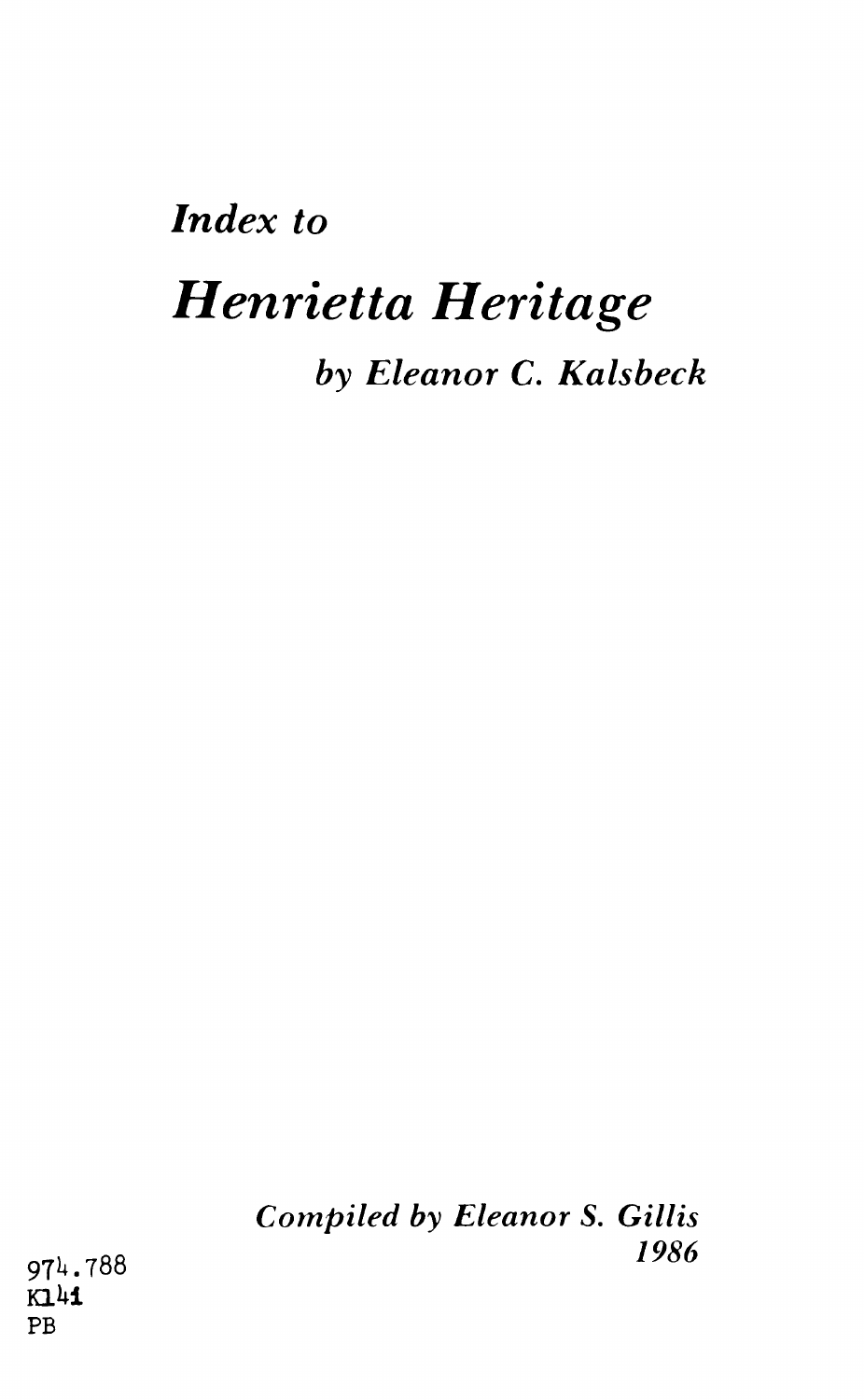*Index to*

# *Henrietta Heritage*

*by Eleanor C. Kalsbeck*

*Compiled by Eleanor S. Gillis*
*1986*

974.788
K14i
PB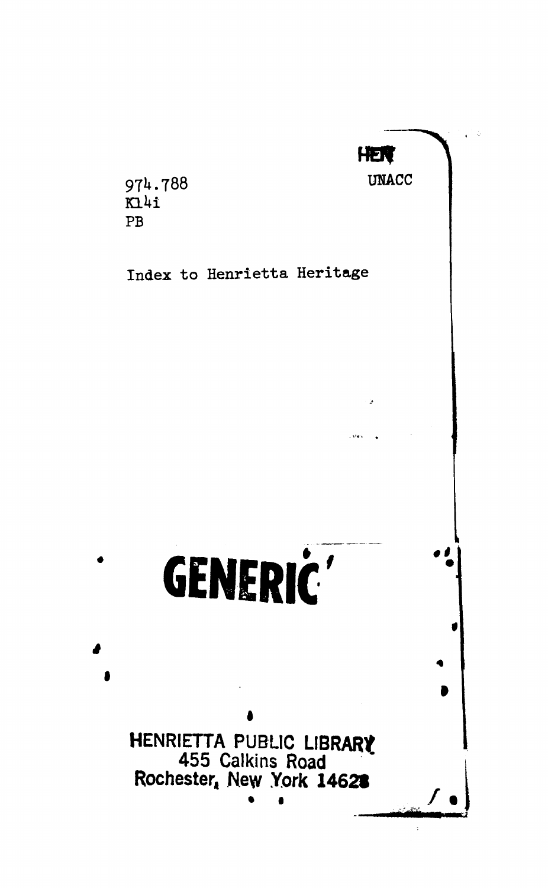HEN

UNACC

974.788
K14i
PB

Index to Henrietta Heritage

GENERIC

HENRIETTA PUBLIC LIBRARY
455 Calkins Road
Rochester, New York 14623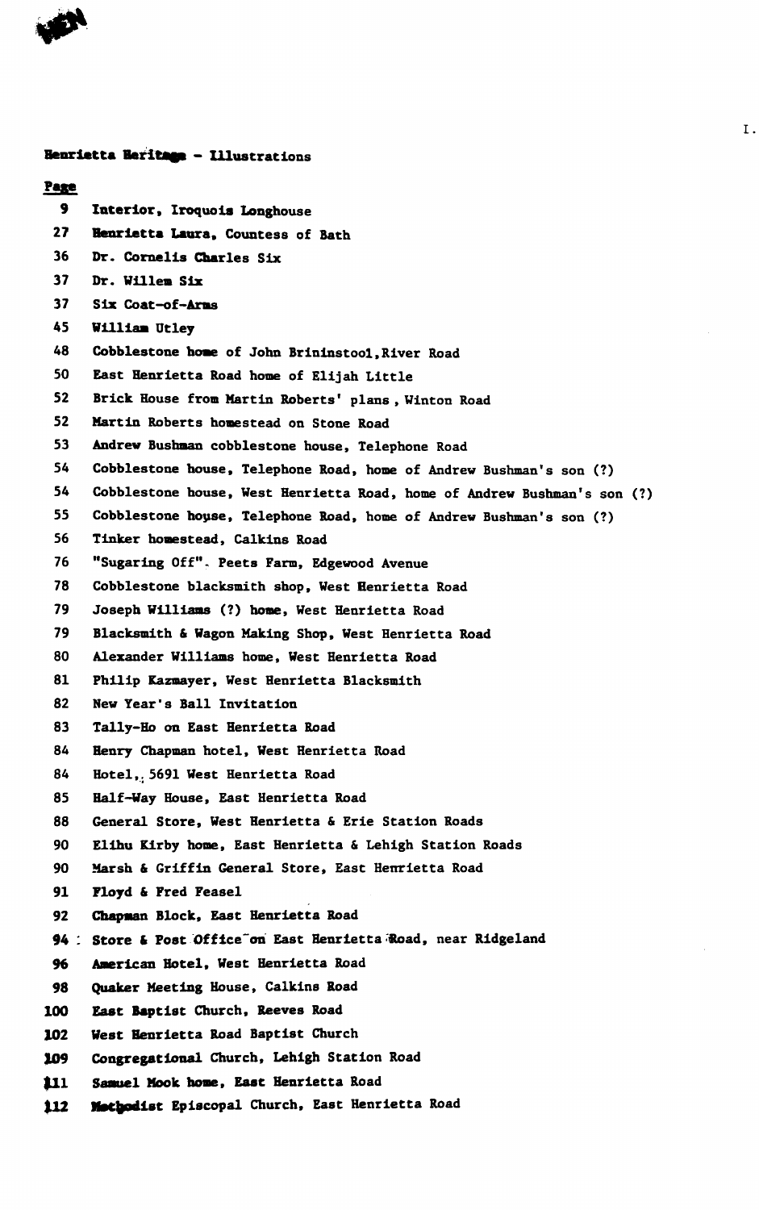## Henrietta Heritage - Illustrations

| Page | |
|---|---|
| 9 | Interior, Iroquois Longhouse |
| 27 | Henrietta Laura, Countess of Bath |
| 36 | Dr. Cornelis Charles Six |
| 37 | Dr. Willem Six |
| 37 | Six Coat-of-Arms |
| 45 | William Utley |
| 48 | Cobblestone home of John Brininstool, River Road |
| 50 | East Henrietta Road home of Elijah Little |
| 52 | Brick House from Martin Roberts' plans, Winton Road |
| 52 | Martin Roberts homestead on Stone Road |
| 53 | Andrew Bushman cobblestone house, Telephone Road |
| 54 | Cobblestone house, Telephone Road, home of Andrew Bushman's son (?) |
| 54 | Cobblestone house, West Henrietta Road, home of Andrew Bushman's son (?) |
| 55 | Cobblestone house, Telephone Road, home of Andrew Bushman's son (?) |
| 56 | Tinker homestead, Calkins Road |
| 76 | "Sugaring Off". Peets Farm, Edgewood Avenue |
| 78 | Cobblestone blacksmith shop, West Henrietta Road |
| 79 | Joseph Williams (?) home, West Henrietta Road |
| 79 | Blacksmith & Wagon Making Shop, West Henrietta Road |
| 80 | Alexander Williams home, West Henrietta Road |
| 81 | Philip Kazmayer, West Henrietta Blacksmith |
| 82 | New Year's Ball Invitation |
| 83 | Tally-Ho on East Henrietta Road |
| 84 | Henry Chapman hotel, West Henrietta Road |
| 84 | Hotel, 5691 West Henrietta Road |
| 85 | Half-Way House, East Henrietta Road |
| 88 | General Store, West Henrietta & Erie Station Roads |
| 90 | Elihu Kirby home, East Henrietta & Lehigh Station Roads |
| 90 | Marsh & Griffin General Store, East Henrietta Road |
| 91 | Floyd & Fred Feasel |
| 92 | Chapman Block, East Henrietta Road |
| 94 | Store & Post Office on East Henrietta Road, near Ridgeland |
| 96 | American Hotel, West Henrietta Road |
| 98 | Quaker Meeting House, Calkins Road |
| 100 | East Baptist Church, Reeves Road |
| 102 | West Henrietta Road Baptist Church |
| 109 | Congregational Church, Lehigh Station Road |
| 111 | Samuel Mook home, East Henrietta Road |
| 112 | Methodist Episcopal Church, East Henrietta Road |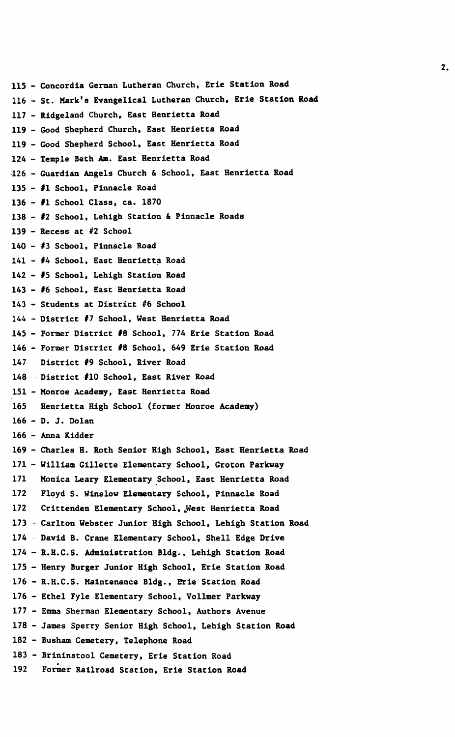115 - Concordia German Lutheran Church, Erie Station Road

116 - St. Mark's Evangelical Lutheran Church, Erie Station Road

117 - Ridgeland Church, East Henrietta Road

119 - Good Shepherd Church, East Henrietta Road

119 - Good Shepherd School, East Henrietta Road

124 - Temple Beth Am. East Henrietta Road

126 - Guardian Angels Church & School, East Henrietta Road

135 - #1 School, Pinnacle Road

136 - #1 School Class, ca. 1870

138 - #2 School, Lehigh Station & Pinnacle Roads

139 - Recess at #2 School

140 - #3 School, Pinnacle Road

141 - #4 School, East Henrietta Road

142 - #5 School, Lehigh Station Road

143 - #6 School, East Henrietta Road

143 - Students at District #6 School

144 - District #7 School, West Henrietta Road

145 - Former District #8 School, 774 Erie Station Road

146 - Former District #8 School, 649 Erie Station Road

147 District #9 School, River Road

148 District #10 School, East River Road

151 - Monroe Academy, East Henrietta Road

165 Henrietta High School (former Monroe Academy)

166 - D. J. Dolan

166 - Anna Kidder

169 - Charles H. Roth Senior High School, East Henrietta Road

171 - William Gillette Elementary School, Groton Parkway

171 Monica Leary Elementary School, East Henrietta Road

172 Floyd S. Winslow Elementary School, Pinnacle Road

172 Crittenden Elementary School, West Henrietta Road

173 Carlton Webster Junior High School, Lehigh Station Road

174 David B. Crane Elementary School, Shell Edge Drive

174 - R.H.C.S. Administration Bldg., Lehigh Station Road

175 - Henry Burger Junior High School, Erie Station Road

176 - R.H.C.S. Maintenance Bldg., Erie Station Road

176 - Ethel Fyle Elementary School, Vollmer Parkway

177 - Emma Sherman Elementary School, Authors Avenue

178 - James Sperry Senior High School, Lehigh Station Road

182 - Busham Cemetery, Telephone Road

183 - Brininstool Cemetery, Erie Station Road

192 Former Railroad Station, Erie Station Road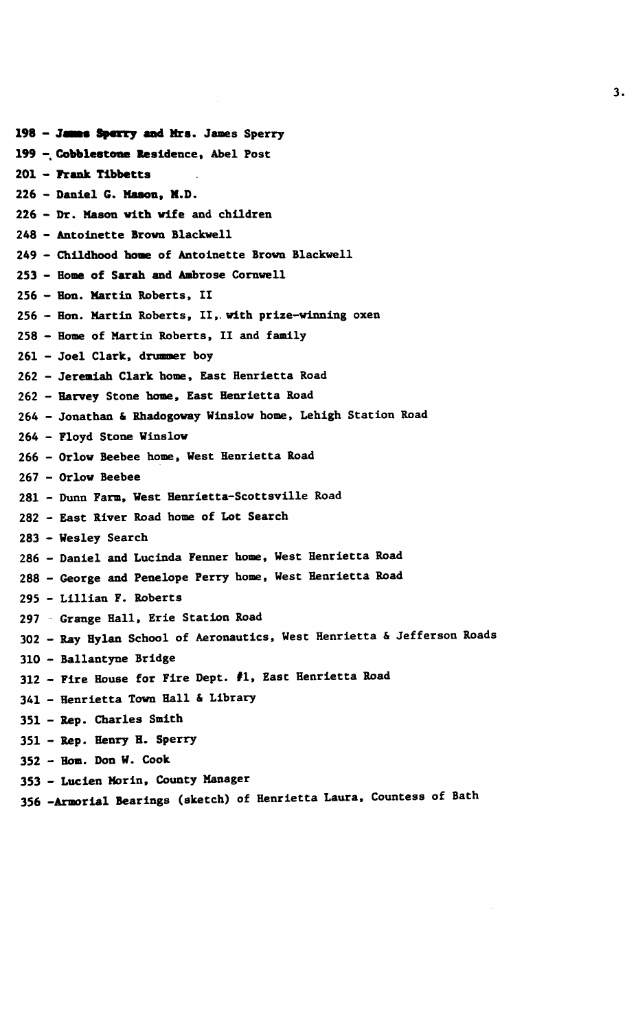198 - James Sperry and Mrs. James Sperry

199 - Cobblestone Residence, Abel Post

201 - Frank Tibbetts

226 - Daniel G. Mason, M.D.

226 - Dr. Mason with wife and children

248 - Antoinette Brown Blackwell

249 - Childhood home of Antoinette Brown Blackwell

253 - Home of Sarah and Ambrose Cornwell

256 - Hon. Martin Roberts, II

256 - Hon. Martin Roberts, II, with prize-winning oxen

258 - Home of Martin Roberts, II and family

261 - Joel Clark, drummer boy

262 - Jeremiah Clark home, East Henrietta Road

262 - Harvey Stone home, East Henrietta Road

264 - Jonathan & Rhadogoway Winslow home, Lehigh Station Road

264 - Floyd Stone Winslow

266 - Orlow Beebee home, West Henrietta Road

267 - Orlow Beebee

281 - Dunn Farm, West Henrietta-Scottsville Road

282 - East River Road home of Lot Search

283 - Wesley Search

286 - Daniel and Lucinda Fenner home, West Henrietta Road

288 - George and Penelope Perry home, West Henrietta Road

295 - Lillian F. Roberts

297 - Grange Hall, Erie Station Road

302 - Ray Hylan School of Aeronautics, West Henrietta & Jefferson Roads

310 - Ballantyne Bridge

312 - Fire House for Fire Dept. #1, East Henrietta Road

341 - Henrietta Town Hall & Library

351 - Rep. Charles Smith

351 - Rep. Henry H. Sperry

352 - Hon. Don W. Cook

353 - Lucien Morin, County Manager

356 - Armorial Bearings (sketch) of Henrietta Laura, Countess of Bath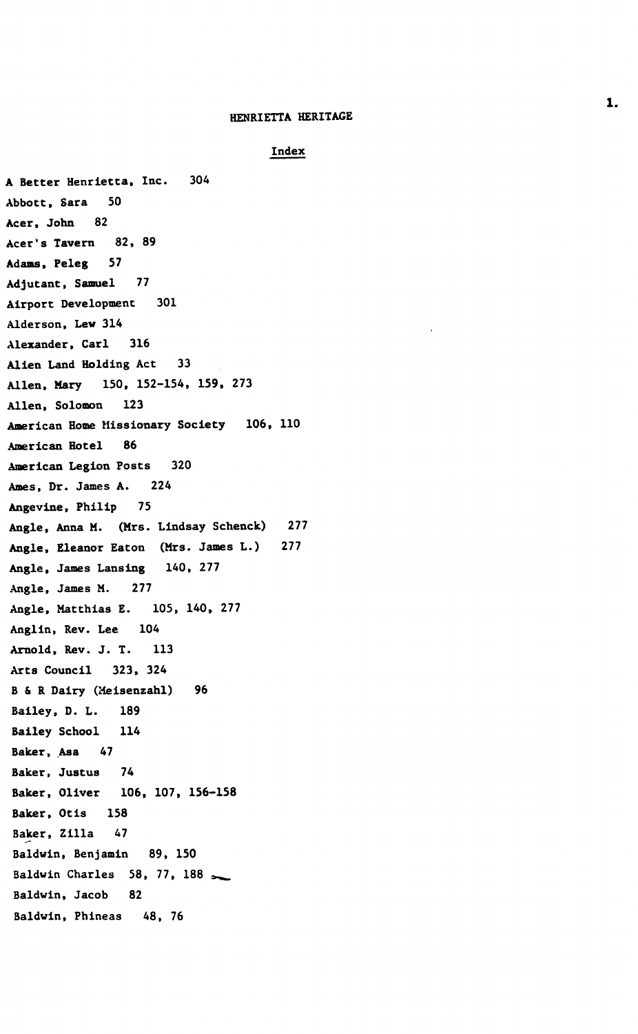HENRIETTA HERITAGE

## Index

A Better Henrietta, Inc. 304
Abbott, Sara 50
Acer, John 82
Acer's Tavern 82, 89
Adams, Peleg 57
Adjutant, Samuel 77
Airport Development 301
Alderson, Lew 314
Alexander, Carl 316
Alien Land Holding Act 33
Allen, Mary 150, 152-154, 159, 273
Allen, Solomon 123
American Home Missionary Society 106, 110
American Hotel 86
American Legion Posts 320
Ames, Dr. James A. 224
Angevine, Philip 75
Angle, Anna M. (Mrs. Lindsay Schenck) 277
Angle, Eleanor Eaton (Mrs. James L.) 277
Angle, James Lansing 140, 277
Angle, James M. 277
Angle, Matthias E. 105, 140, 277
Anglin, Rev. Lee 104
Arnold, Rev. J. T. 113
Arts Council 323, 324
B & R Dairy (Meisenzahl) 96
Bailey, D. L. 189
Bailey School 114
Baker, Asa 47
Baker, Justus 74
Baker, Oliver 106, 107, 156-158
Baker, Otis 158
Baker, Zilla 47
Baldwin, Benjamin 89, 150
Baldwin Charles 58, 77, 188
Baldwin, Jacob 82
Baldwin, Phineas 48, 76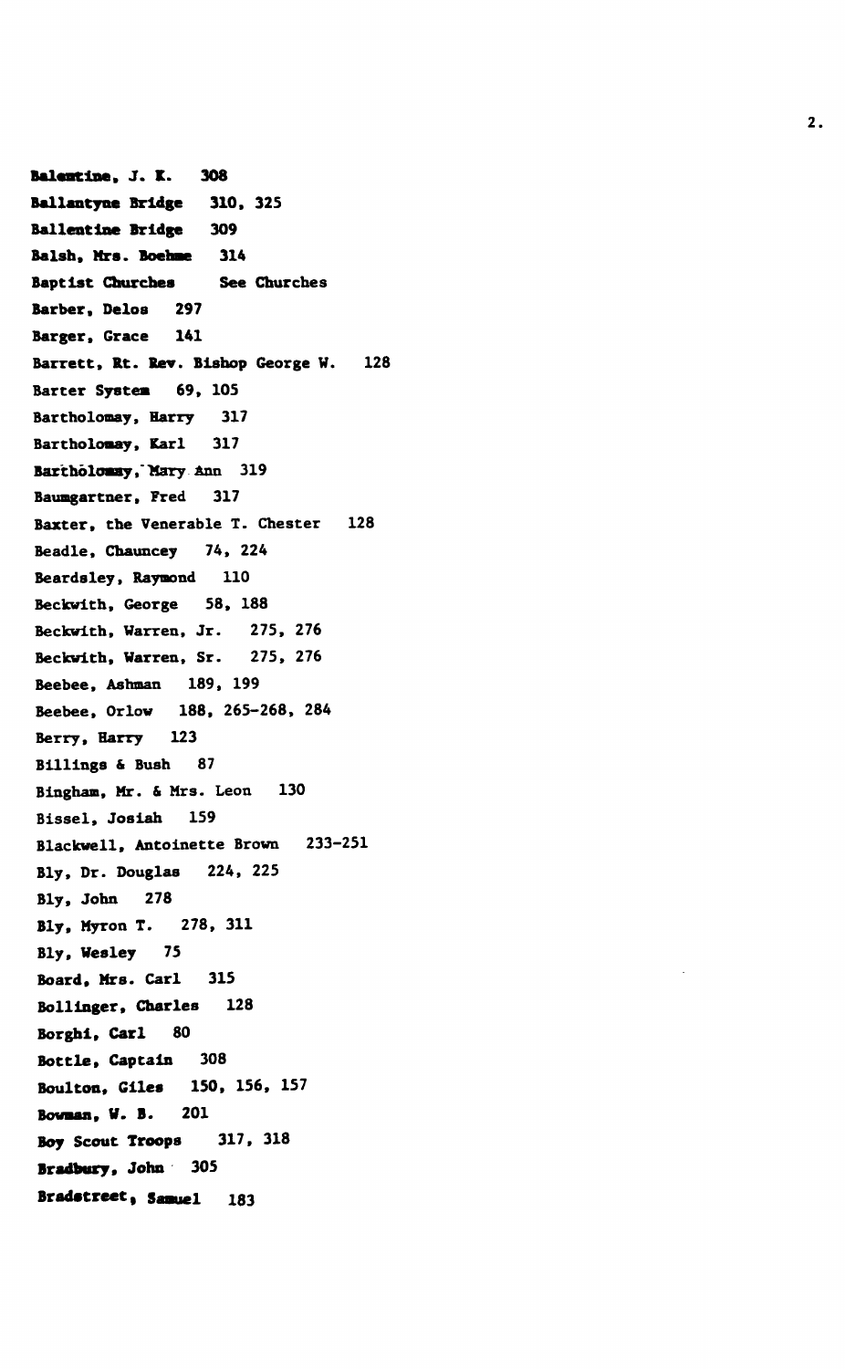Balentine, J. K. 308

Ballantyne Bridge 310, 325

Ballentine Bridge 309

Balsh, Mrs. Boehme 314

Baptist Churches See Churches

Barber, Delos 297

Barger, Grace 141

Barrett, Rt. Rev. Bishop George W. 128

Barter System 69, 105

Bartholomay, Harry 317

Bartholomay, Karl 317

Bartholomay, Mary Ann 319

Baumgartner, Fred 317

Baxter, the Venerable T. Chester 128

Beadle, Chauncey 74, 224

Beardsley, Raymond 110

Beckwith, George 58, 188

Beckwith, Warren, Jr. 275, 276

Beckwith, Warren, Sr. 275, 276

Beebee, Ashman 189, 199

Beebee, Orlow 188, 265-268, 284

Berry, Harry 123

Billings & Bush 87

Bingham, Mr. & Mrs. Leon 130

Bissel, Josiah 159

Blackwell, Antoinette Brown 233-251

Bly, Dr. Douglas 224, 225

Bly, John 278

Bly, Myron T. 278, 311

Bly, Wesley 75

Board, Mrs. Carl 315

Bollinger, Charles 128

Borghi, Carl 80

Bottle, Captain 308

Boulton, Giles 150, 156, 157

Bowman, W. B. 201

Boy Scout Troops 317, 318

Bradbury, John 305

Bradstreet, Samuel 183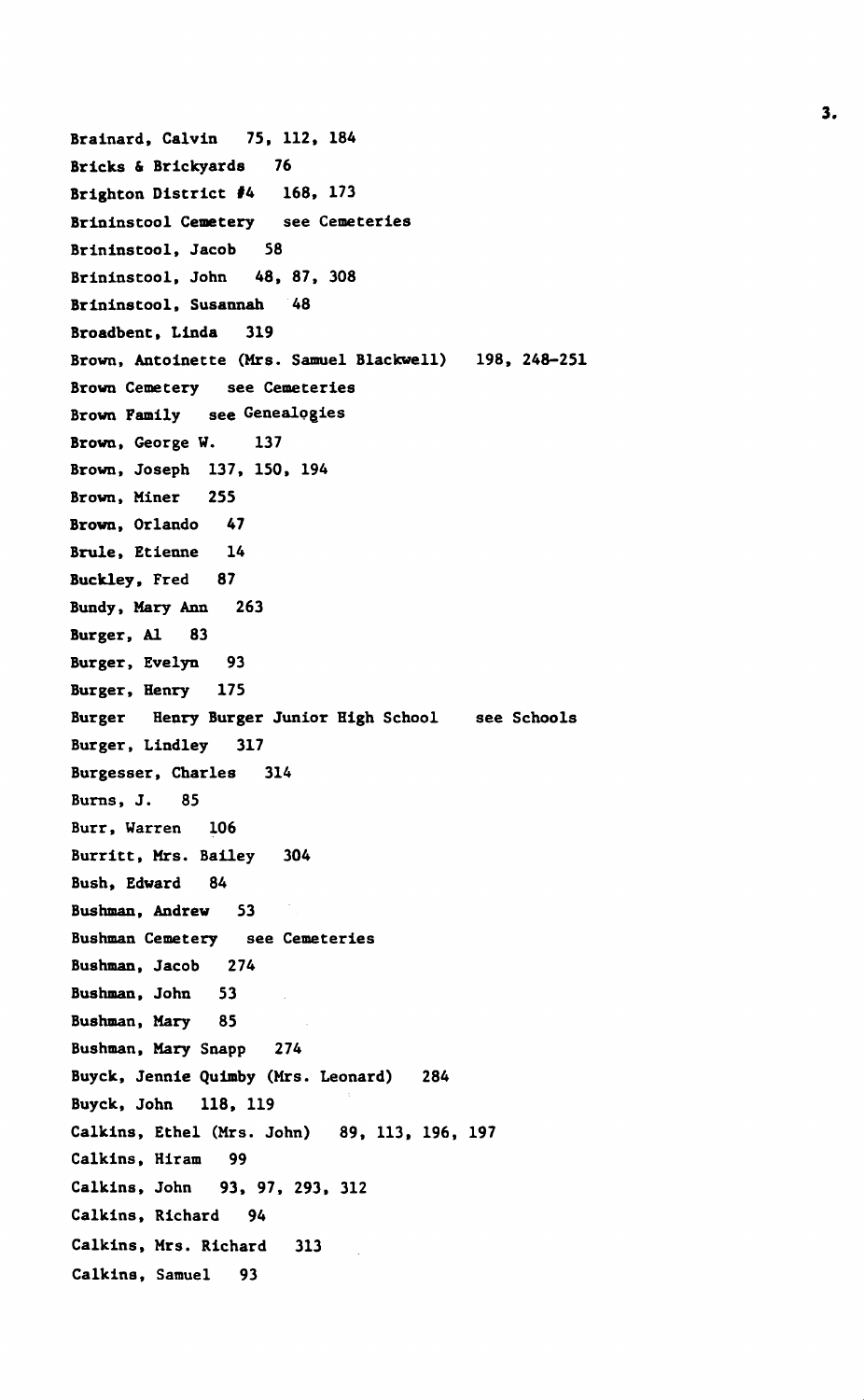Brainard, Calvin 75, 112, 184

Bricks & Brickyards 76

Brighton District #4 168, 173

Brininstool Cemetery see Cemeteries

Brininstool, Jacob 58

Brininstool, John 48, 87, 308

Brininstool, Susannah 48

Broadbent, Linda 319

Brown, Antoinette (Mrs. Samuel Blackwell) 198, 248-251

Brown Cemetery see Cemeteries

Brown Family see Genealogies

Brown, George W. 137

Brown, Joseph 137, 150, 194

Brown, Miner 255

Brown, Orlando 47

Brule, Etienne 14

Buckley, Fred 87

Bundy, Mary Ann 263

Burger, Al 83

Burger, Evelyn 93

Burger, Henry 175

Burger Henry Burger Junior High School see Schools

Burger, Lindley 317

Burgesser, Charles 314

Burns, J. 85

Burr, Warren 106

Burritt, Mrs. Bailey 304

Bush, Edward 84

Bushman, Andrew 53

Bushman Cemetery see Cemeteries

Bushman, Jacob 274

Bushman, John 53

Bushman, Mary 85

Bushman, Mary Snapp 274

Buyck, Jennie Quimby (Mrs. Leonard) 284

Buyck, John 118, 119

Calkins, Ethel (Mrs. John) 89, 113, 196, 197

Calkins, Hiram 99

Calkins, John 93, 97, 293, 312

Calkins, Richard 94

Calkins, Mrs. Richard 313

Calkins, Samuel 93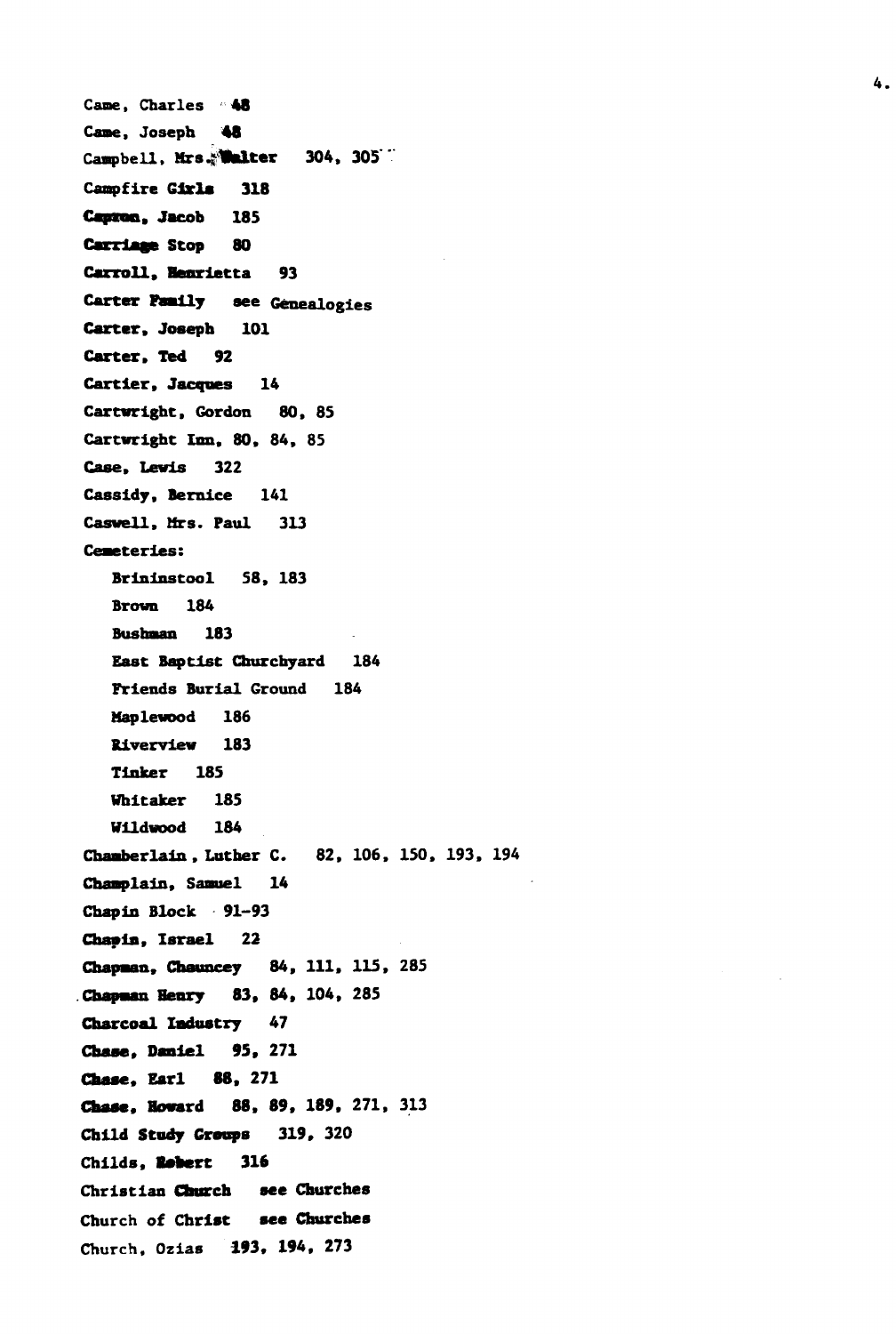Came, Charles 48

Came, Joseph 48

Campbell, Mrs. Walter 304, 305

Campfire Girls 318

Capron, Jacob 185

Carriage Stop 80

Carroll, Henrietta 93

Carter Family see Genealogies

Carter, Joseph 101

Carter, Ted 92

Cartier, Jacques 14

Cartwright, Gordon 80, 85

Cartwright Inn, 80, 84, 85

Case, Lewis 322

Cassidy, Bernice 141

Caswell, Mrs. Paul 313

Cemeteries:

- Brininstool 58, 183
- Brown 184
- Bushman 183
- East Baptist Churchyard 184
- Friends Burial Ground 184
- Maplewood 186
- Riverview 183
- Tinker 185
- Whitaker 185
- Wildwood 184

Chamberlain, Luther C. 82, 106, 150, 193, 194

Champlain, Samuel 14

Chapin Block 91-93

Chapin, Israel 22

Chapman, Chauncey 84, 111, 115, 285

Chapman Henry 83, 84, 104, 285

Charcoal Industry 47

Chase, Daniel 95, 271

Chase, Earl 88, 271

Chase, Howard 88, 89, 189, 271, 313

Child Study Groups 319, 320

Childs, Robert 316

Christian Church see Churches

Church of Christ see Churches

Church, Ozias 193, 194, 273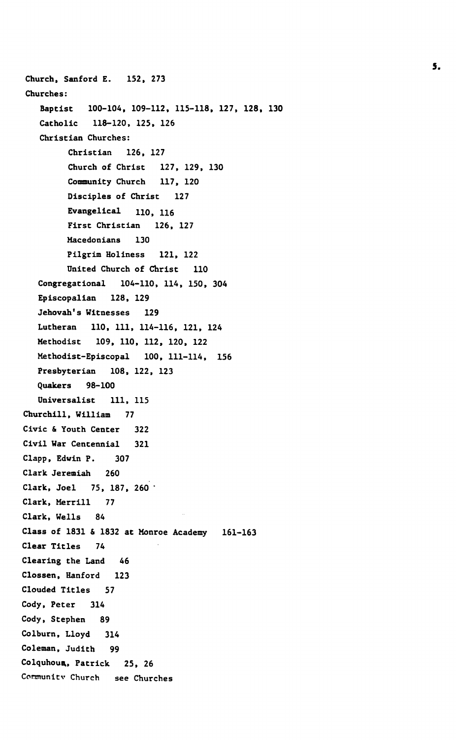Church, Sanford E. 152, 273

Churches:

- Baptist 100-104, 109-112, 115-118, 127, 128, 130
- Catholic 118-120, 125, 126
- Christian Churches:
  - Christian 126, 127
  - Church of Christ 127, 129, 130
  - Community Church 117, 120
  - Disciples of Christ 127
  - Evangelical 110, 116
  - First Christian 126, 127
  - Macedonians 130
  - Pilgrim Holiness 121, 122
  - United Church of Christ 110
- Congregational 104-110, 114, 150, 304
- Episcopalian 128, 129
- Jehovah's Witnesses 129
- Lutheran 110, 111, 114-116, 121, 124
- Methodist 109, 110, 112, 120, 122
- Methodist-Episcopal 100, 111-114, 156
- Presbyterian 108, 122, 123
- Quakers 98-100
- Universalist 111, 115

Churchill, William 77

Civic & Youth Center 322

Civil War Centennial 321

Clapp, Edwin P. 307

Clark Jeremiah 260

Clark, Joel 75, 187, 260

Clark, Merrill 77

Clark, Wells 84

Class of 1831 & 1832 at Monroe Academy 161-163

Clear Titles 74

Clearing the Land 46

Clossen, Hanford 123

Clouded Titles 57

Cody, Peter 314

Cody, Stephen 89

Colburn, Lloyd 314

Coleman, Judith 99

Colquhoun, Patrick 25, 26

Community Church see Churches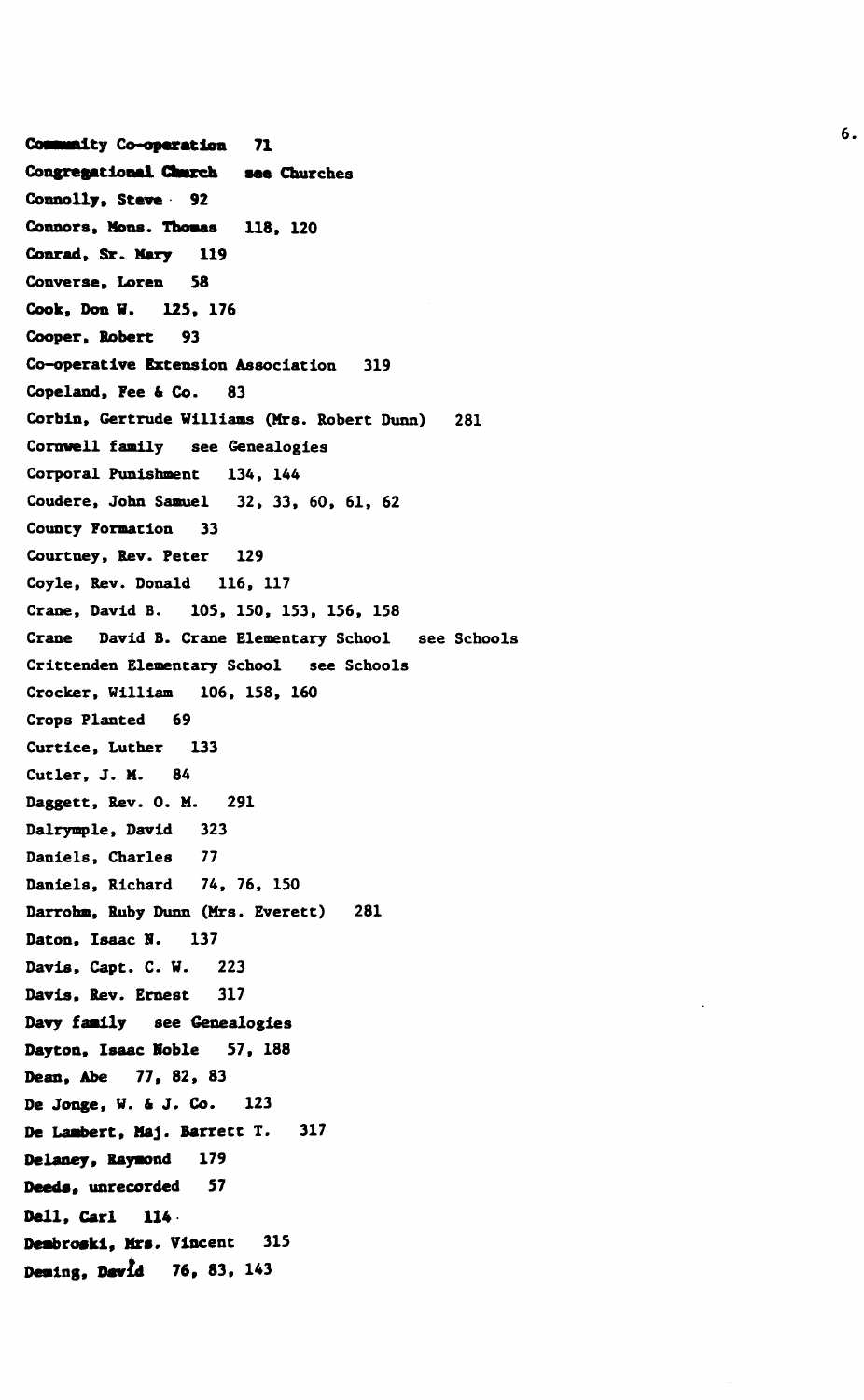Community Co-operation 71

Congregational Church see Churches

Connolly, Steve 92

Connors, Mons. Thomas 118, 120

Conrad, Sr. Mary 119

Converse, Loren 58

Cook, Don W. 125, 176

Cooper, Robert 93

Co-operative Extension Association 319

Copeland, Fee & Co. 83

Corbin, Gertrude Williams (Mrs. Robert Dunn) 281

Cornwell family see Genealogies

Corporal Punishment 134, 144

Coudere, John Samuel 32, 33, 60, 61, 62

County Formation 33

Courtney, Rev. Peter 129

Coyle, Rev. Donald 116, 117

Crane, David B. 105, 150, 153, 156, 158

Crane David B. Crane Elementary School see Schools

Crittenden Elementary School see Schools

Crocker, William 106, 158, 160

Crops Planted 69

Curtice, Luther 133

Cutler, J. M. 84

Daggett, Rev. O. M. 291

Dalrymple, David 323

Daniels, Charles 77

Daniels, Richard 74, 76, 150

Darrohm, Ruby Dunn (Mrs. Everett) 281

Daton, Isaac N. 137

Davis, Capt. C. W. 223

Davis, Rev. Ernest 317

Davy family see Genealogies

Dayton, Isaac Noble 57, 188

Dean, Abe 77, 82, 83

De Jonge, W. & J. Co. 123

De Lambert, Maj. Barrett T. 317

Delaney, Raymond 179

Deeds, unrecorded 57

Dell, Carl 114

Dembroski, Mrs. Vincent 315

Deming, David 76, 83, 143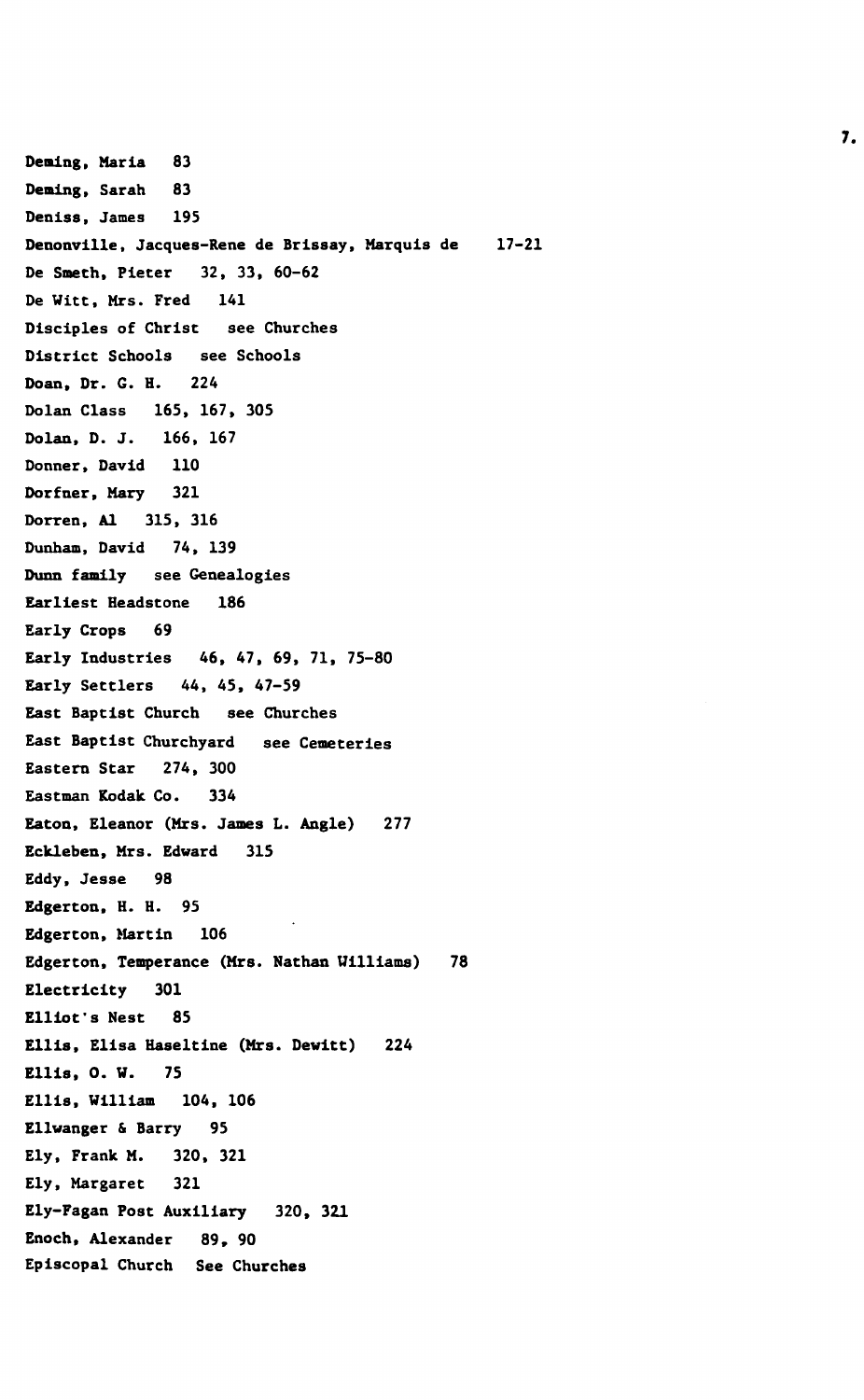Deming, Maria 83

Deming, Sarah 83

Deniss, James 195

Denonville, Jacques-Rene de Brissay, Marquis de 17-21

De Smeth, Pieter 32, 33, 60-62

De Witt, Mrs. Fred 141

Disciples of Christ see Churches

District Schools see Schools

Doan, Dr. G. H. 224

Dolan Class 165, 167, 305

Dolan, D. J. 166, 167

Donner, David 110

Dorfner, Mary 321

Dorren, Al 315, 316

Dunham, David 74, 139

Dunn family see Genealogies

Earliest Headstone 186

Early Crops 69

Early Industries 46, 47, 69, 71, 75-80

Early Settlers 44, 45, 47-59

East Baptist Church see Churches

East Baptist Churchyard see Cemeteries

Eastern Star 274, 300

Eastman Kodak Co. 334

Eaton, Eleanor (Mrs. James L. Angle) 277

Eckleben, Mrs. Edward 315

Eddy, Jesse 98

Edgerton, H. H. 95

Edgerton, Martin 106

Edgerton, Temperance (Mrs. Nathan Williams) 78

Electricity 301

Elliot's Nest 85

Ellis, Elisa Haseltine (Mrs. Dewitt) 224

Ellis, O. W. 75

Ellis, William 104, 106

Ellwanger & Barry 95

Ely, Frank M. 320, 321

Ely, Margaret 321

Ely-Fagan Post Auxiliary 320, 321

Enoch, Alexander 89, 90

Episcopal Church See Churches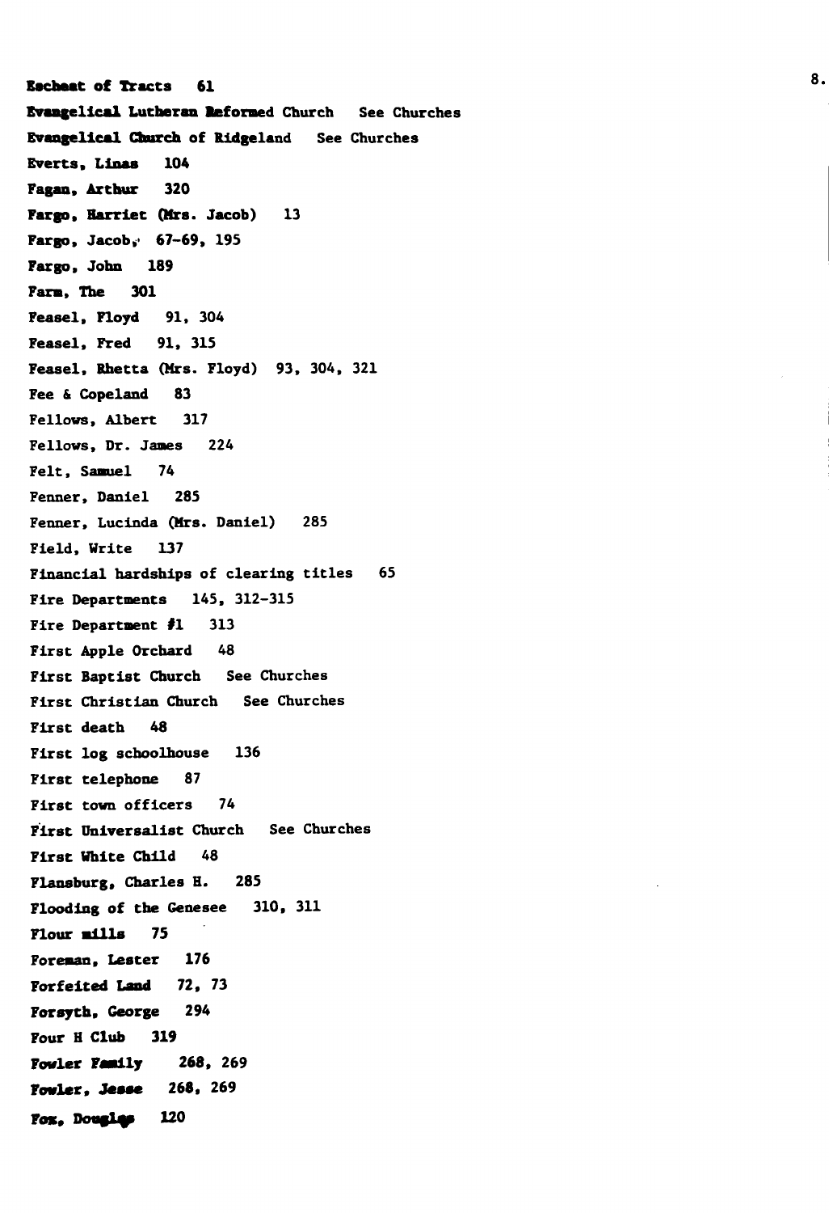Escheat of Tracts 61

Evangelical Lutheran Reformed Church See Churches

Evangelical Church of Ridgeland See Churches

Everts, Linas 104

Fagan, Arthur 320

Fargo, Harriet (Mrs. Jacob) 13

Fargo, Jacob, 67-69, 195

Fargo, John 189

Farm, The 301

Feasel, Floyd 91, 304

Feasel, Fred 91, 315

Feasel, Rhetta (Mrs. Floyd) 93, 304, 321

Fee & Copeland 83

Fellows, Albert 317

Fellows, Dr. James 224

Felt, Samuel 74

Fenner, Daniel 285

Fenner, Lucinda (Mrs. Daniel) 285

Field, Write 137

Financial hardships of clearing titles 65

Fire Departments 145, 312-315

Fire Department #1 313

First Apple Orchard 48

First Baptist Church See Churches

First Christian Church See Churches

First death 48

First log schoolhouse 136

First telephone 87

First town officers 74

First Universalist Church See Churches

First White Child 48

Flansburg, Charles H. 285

Flooding of the Genesee 310, 311

Flour mills 75

Foreman, Lester 176

Forfeited Land 72, 73

Forsyth, George 294

Four H Club 319

Fowler Family 268, 269

Fowler, Jesse 268, 269

Fox, Douglas 120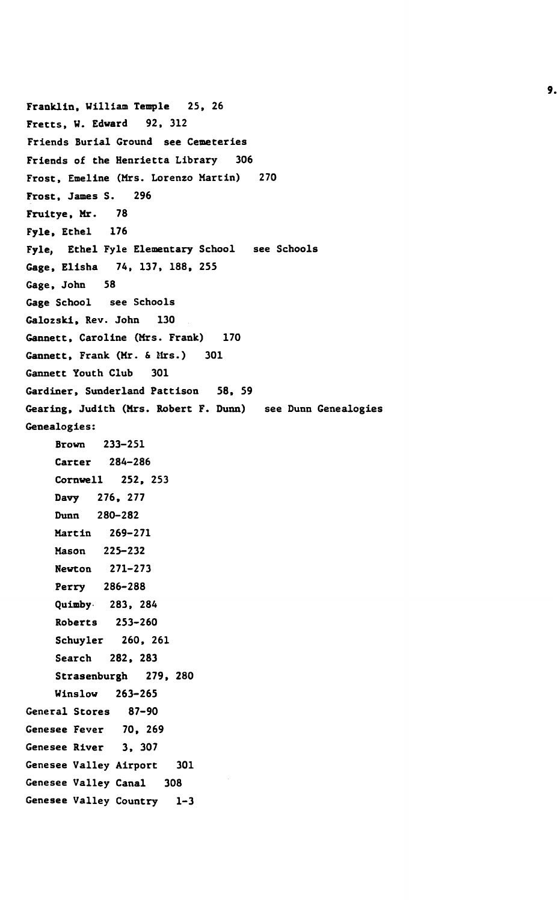Franklin, William Temple 25, 26
Fretts, W. Edward 92, 312
Friends Burial Ground see Cemeteries
Friends of the Henrietta Library 306
Frost, Emeline (Mrs. Lorenzo Martin) 270
Frost, James S. 296
Fruitye, Mr. 78
Fyle, Ethel 176
Fyle, Ethel Fyle Elementary School see Schools
Gage, Elisha 74, 137, 188, 255
Gage, John 58
Gage School see Schools
Galozski, Rev. John 130
Gannett, Caroline (Mrs. Frank) 170
Gannett, Frank (Mr. & Mrs.) 301
Gannett Youth Club 301
Gardiner, Sunderland Pattison 58, 59
Gearing, Judith (Mrs. Robert F. Dunn) see Dunn Genealogies
Genealogies:

- Brown 233-251
- Carter 284-286
- Cornwell 252, 253
- Davy 276, 277
- Dunn 280-282
- Martin 269-271
- Mason 225-232
- Newton 271-273
- Perry 286-288
- Quimby 283, 284
- Roberts 253-260
- Schuyler 260, 261
- Search 282, 283
- Strasenburgh 279, 280
- Winslow 263-265

General Stores 87-90
Genesee Fever 70, 269
Genesee River 3, 307
Genesee Valley Airport 301
Genesee Valley Canal 308
Genesee Valley Country 1-3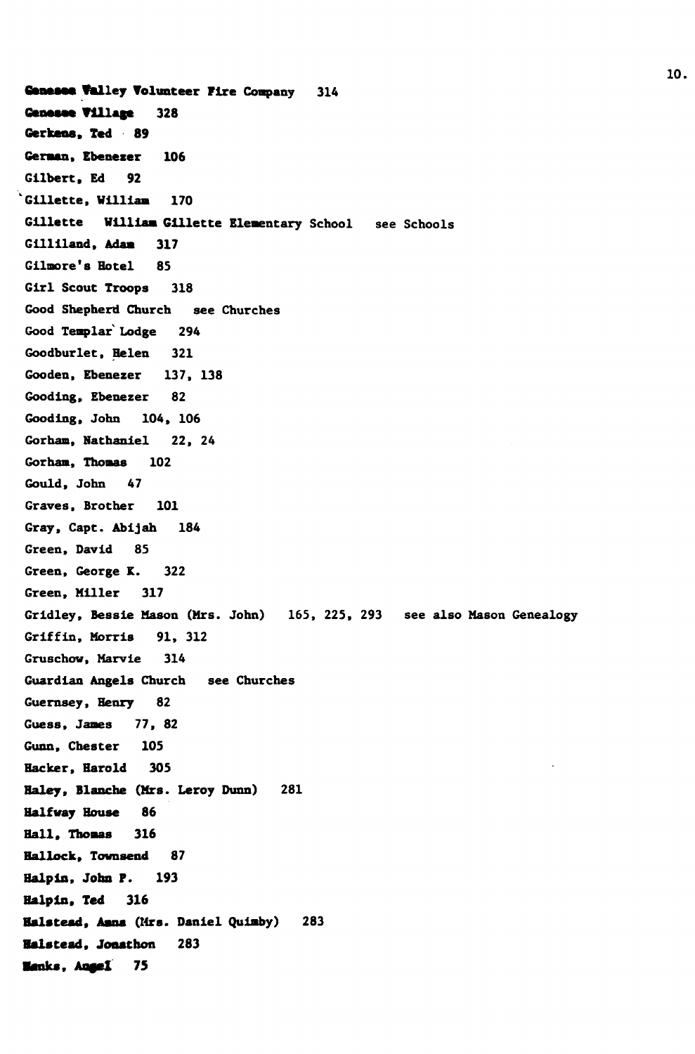Genesee Valley Volunteer Fire Company 314

Genesee Village 328

Gerkens, Ted 89

German, Ebenezer 106

Gilbert, Ed 92

Gillette, William 170

Gillette William Gillette Elementary School see Schools

Gilliland, Adam 317

Gilmore's Hotel 85

Girl Scout Troops 318

Good Shepherd Church see Churches

Good Templar Lodge 294

Goodburlet, Helen 321

Gooden, Ebenezer 137, 138

Gooding, Ebenezer 82

Gooding, John 104, 106

Gorham, Nathaniel 22, 24

Gorham, Thomas 102

Gould, John 47

Graves, Brother 101

Gray, Capt. Abijah 184

Green, David 85

Green, George K. 322

Green, Miller 317

Gridley, Bessie Mason (Mrs. John) 165, 225, 293 see also Mason Genealogy

Griffin, Morris 91, 312

Gruschow, Marvie 314

Guardian Angels Church see Churches

Guernsey, Henry 82

Guess, James 77, 82

Gunn, Chester 105

Hacker, Harold 305

Haley, Blanche (Mrs. Leroy Dunn) 281

Halfway House 86

Hall, Thomas 316

Hallock, Townsend 87

Halpin, John P. 193

Halpin, Ted 316

Halstead, Anna (Mrs. Daniel Quimby) 283

Halstead, Jonathon 283

Hanks, Angel 75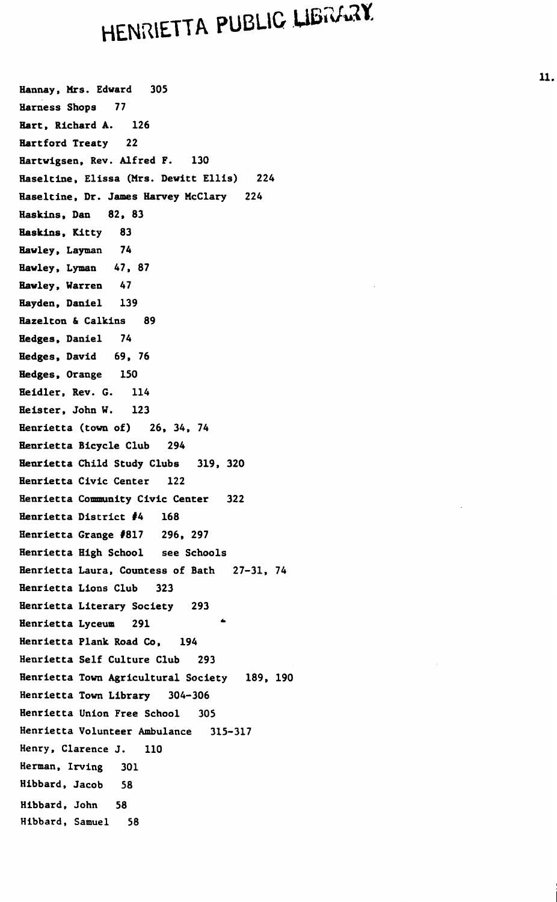Hannay, Mrs. Edward 305
Harness Shops 77
Hart, Richard A. 126
Hartford Treaty 22
Hartwigsen, Rev. Alfred F. 130
Haseltine, Elissa (Mrs. Dewitt Ellis) 224
Haseltine, Dr. James Harvey McClary 224
Haskins, Dan 82, 83
Haskins, Kitty 83
Hawley, Layman 74
Hawley, Lyman 47, 87
Hawley, Warren 47
Hayden, Daniel 139
Hazelton & Calkins 89
Hedges, Daniel 74
Hedges, David 69, 76
Hedges, Orange 150
Heidler, Rev. G. 114
Heister, John W. 123
Henrietta (town of) 26, 34, 74
Henrietta Bicycle Club 294
Henrietta Child Study Clubs 319, 320
Henrietta Civic Center 122
Henrietta Community Civic Center 322
Henrietta District #4 168
Henrietta Grange #817 296, 297
Henrietta High School see Schools
Henrietta Laura, Countess of Bath 27-31, 74
Henrietta Lions Club 323
Henrietta Literary Society 293
Henrietta Lyceum 291
Henrietta Plank Road Co, 194
Henrietta Self Culture Club 293
Henrietta Town Agricultural Society 189, 190
Henrietta Town Library 304-306
Henrietta Union Free School 305
Henrietta Volunteer Ambulance 315-317
Henry, Clarence J. 110
Herman, Irving 301
Hibbard, Jacob 58
Hibbard, John 58
Hibbard, Samuel 58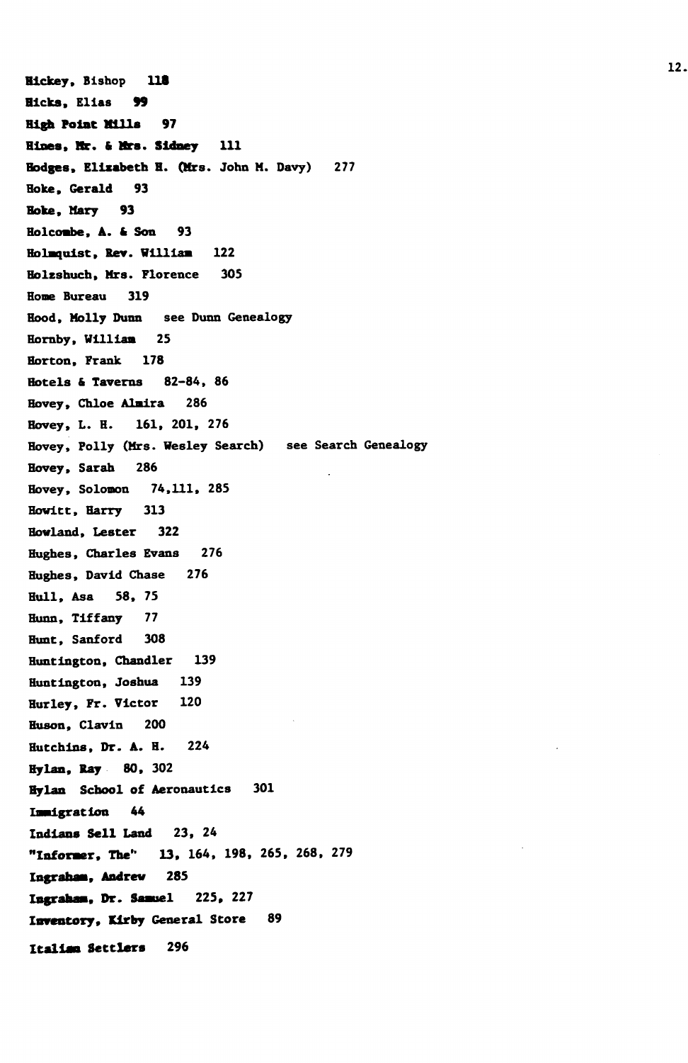Hickey, Bishop 118

Hicks, Elias 99

High Point Mills 97

Hines, Mr. & Mrs. Sidney 111

Hodges, Elizabeth H. (Mrs. John M. Davy) 277

Hoke, Gerald 93

Hoke, Mary 93

Holcombe, A. & Son 93

Holmquist, Rev. William 122

Holzshuch, Mrs. Florence 305

Home Bureau 319

Hood, Molly Dunn see Dunn Genealogy

Hornby, William 25

Horton, Frank 178

Hotels & Taverns 82-84, 86

Hovey, Chloe Almira 286

Hovey, L. H. 161, 201, 276

Hovey, Polly (Mrs. Wesley Search) see Search Genealogy

Hovey, Sarah 286

Hovey, Solomon 74,111, 285

Howitt, Harry 313

Howland, Lester 322

Hughes, Charles Evans 276

Hughes, David Chase 276

Hull, Asa 58, 75

Hunn, Tiffany 77

Hunt, Sanford 308

Huntington, Chandler 139

Huntington, Joshua 139

Hurley, Fr. Victor 120

Huson, Clavin 200

Hutchins, Dr. A. H. 224

Hylan, Ray 80, 302

Hylan School of Aeronautics 301

Immigration 44

Indians Sell Land 23, 24

"Informer, The" 13, 164, 198, 265, 268, 279

Ingraham, Andrew 285

Ingraham, Dr. Samuel 225, 227

Inventory, Kirby General Store 89

Italian Settlers 296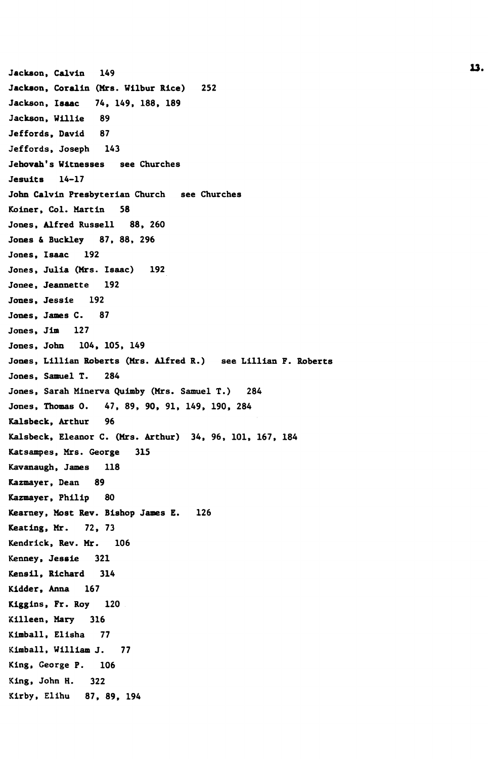Jackson, Calvin   149

Jackson, Coralin (Mrs. Wilbur Rice)   252

Jackson, Isaac   74, 149, 188, 189

Jackson, Willie   89

Jeffords, David   87

Jeffords, Joseph   143

Jehovah's Witnesses   see Churches

Jesuits   14-17

John Calvin Presbyterian Church   see Churches

Koiner, Col. Martin   58

Jones, Alfred Russell   88, 260

Jones & Buckley   87, 88, 296

Jones, Isaac   192

Jones, Julia (Mrs. Isaac)   192

Jonee, Jeannette   192

Jones, Jessie   192

Jones, James C.   87

Jones, Jim   127

Jones, John   104, 105, 149

Jones, Lillian Roberts (Mrs. Alfred R.)   see Lillian F. Roberts

Jones, Samuel T.   284

Jones, Sarah Minerva Quimby (Mrs. Samuel T.)   284

Jones, Thomas O.   47, 89, 90, 91, 149, 190, 284

Kalsbeck, Arthur   96

Kalsbeck, Eleanor C. (Mrs. Arthur)   34, 96, 101, 167, 184

Katsampes, Mrs. George   315

Kavanaugh, James   118

Kazmayer, Dean   89

Kazmayer, Philip   80

Kearney, Most Rev. Bishop James E.   126

Keating, Mr.   72, 73

Kendrick, Rev. Mr.   106

Kenney, Jessie   321

Kensil, Richard   314

Kidder, Anna   167

Kiggins, Fr. Roy   120

Killeen, Mary   316

Kimball, Elisha   77

Kimball, William J.   77

King, George P.   106

King, John H.   322

Kirby, Elihu   87, 89, 194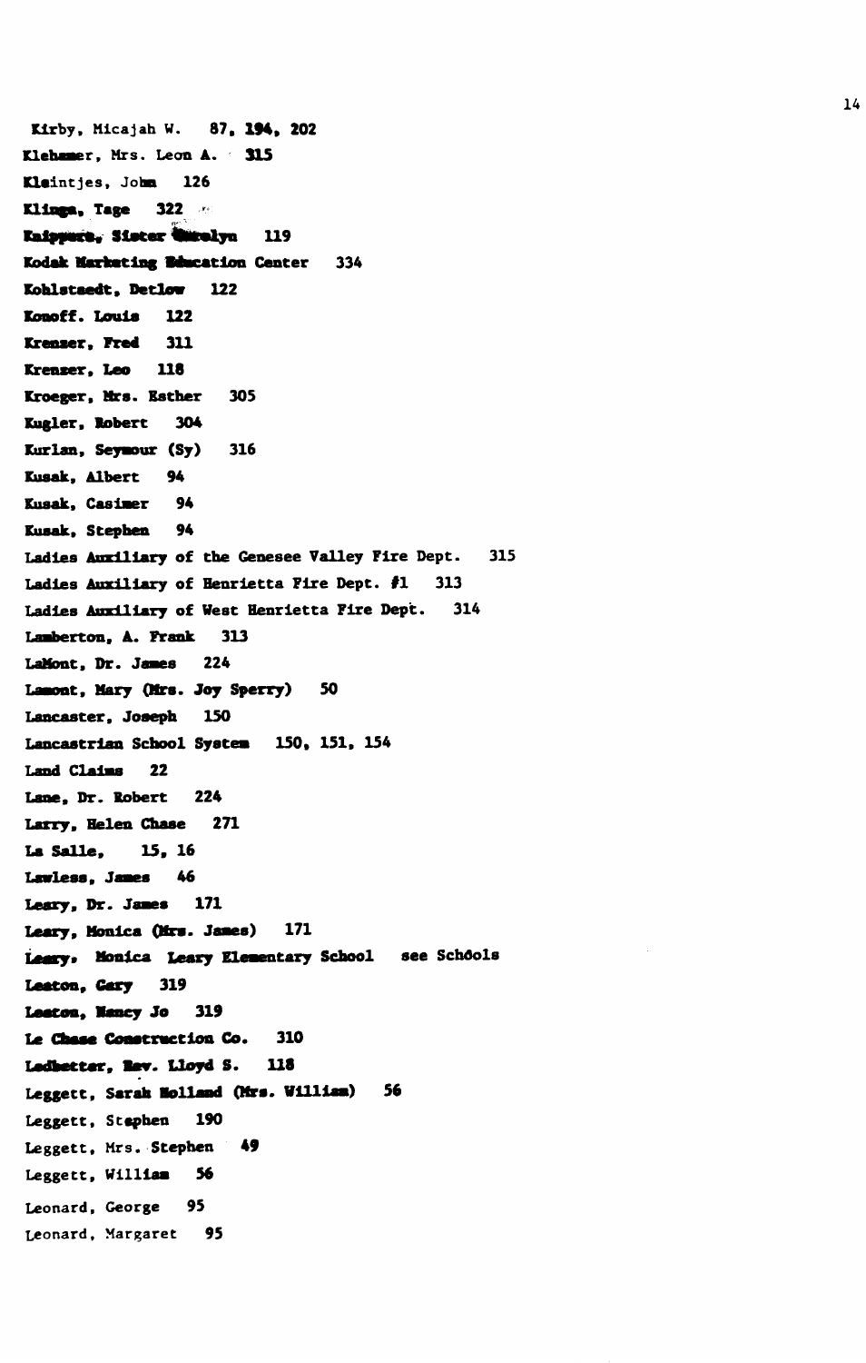Kirby, Micajah W.   87, 194, 202

Klehamer, Mrs. Leon A.   315

Kleintjes, John   126

Klinga, Tage   322

Knippers, Sister Marelyn   119

Kodak Marketing Education Center   334

Kohlstaedt, Detlow   122

Konoff. Louis   122

Krenzer, Fred   311

Krenzer, Leo   118

Kroeger, Mrs. Esther   305

Kugler, Robert   304

Kurlan, Seymour (Sy)   316

Kusak, Albert   94

Kusak, Casimer   94

Kusak, Stephen   94

Ladies Auxiliary of the Genesee Valley Fire Dept.   315

Ladies Auxiliary of Henrietta Fire Dept. #1   313

Ladies Auxiliary of West Henrietta Fire Dept.   314

Lamberton, A. Frank   313

LaMont, Dr. James   224

Lamont, Mary (Mrs. Joy Sperry)   50

Lancaster, Joseph   150

Lancastrian School System   150, 151, 154

Land Claims   22

Lane, Dr. Robert   224

Larry, Helen Chase   271

La Salle,   15, 16

Lawless, James   46

Leary, Dr. James   171

Leary, Monica (Mrs. James)   171

Leary, Monica Leary Elementary School   see Schools

Leaton, Gary   319

Leaton, Nancy Jo   319

Le Chase Construction Co.   310

Ledbetter, Rev. Lloyd S.   118

Leggett, Sarah Holland (Mrs. William)   56

Leggett, Stephen   190

Leggett, Mrs. Stephen   49

Leggett, William   56

Leonard, George   95

Leonard, Margaret   95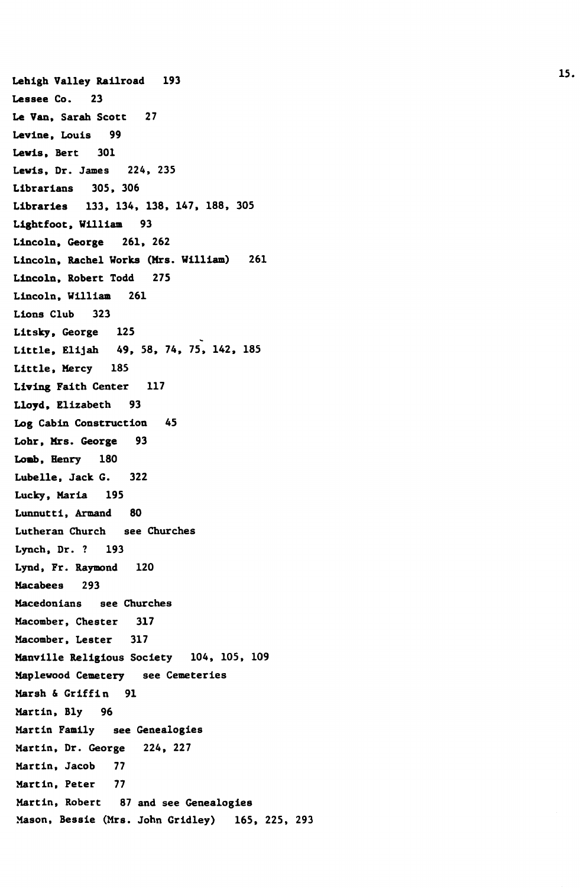Lehigh Valley Railroad 193
Lessee Co. 23
Le Van, Sarah Scott 27
Levine, Louis 99
Lewis, Bert 301
Lewis, Dr. James 224, 235
Librarians 305, 306
Libraries 133, 134, 138, 147, 188, 305
Lightfoot, William 93
Lincoln, George 261, 262
Lincoln, Rachel Works (Mrs. William) 261
Lincoln, Robert Todd 275
Lincoln, William 261
Lions Club 323
Litsky, George 125
Little, Elijah 49, 58, 74, 75, 142, 185
Little, Mercy 185
Living Faith Center 117
Lloyd, Elizabeth 93
Log Cabin Construction 45
Lohr, Mrs. George 93
Lomb, Henry 180
Lubelle, Jack G. 322
Lucky, Maria 195
Lunnutti, Armand 80
Lutheran Church see Churches
Lynch, Dr. ? 193
Lynd, Fr. Raymond 120
Macabees 293
Macedonians see Churches
Macomber, Chester 317
Macomber, Lester 317
Manville Religious Society 104, 105, 109
Maplewood Cemetery see Cemeteries
Marsh & Griffin 91
Martin, Bly 96
Martin Family see Genealogies
Martin, Dr. George 224, 227
Martin, Jacob 77
Martin, Peter 77
Martin, Robert 87 and see Genealogies
Mason, Bessie (Mrs. John Gridley) 165, 225, 293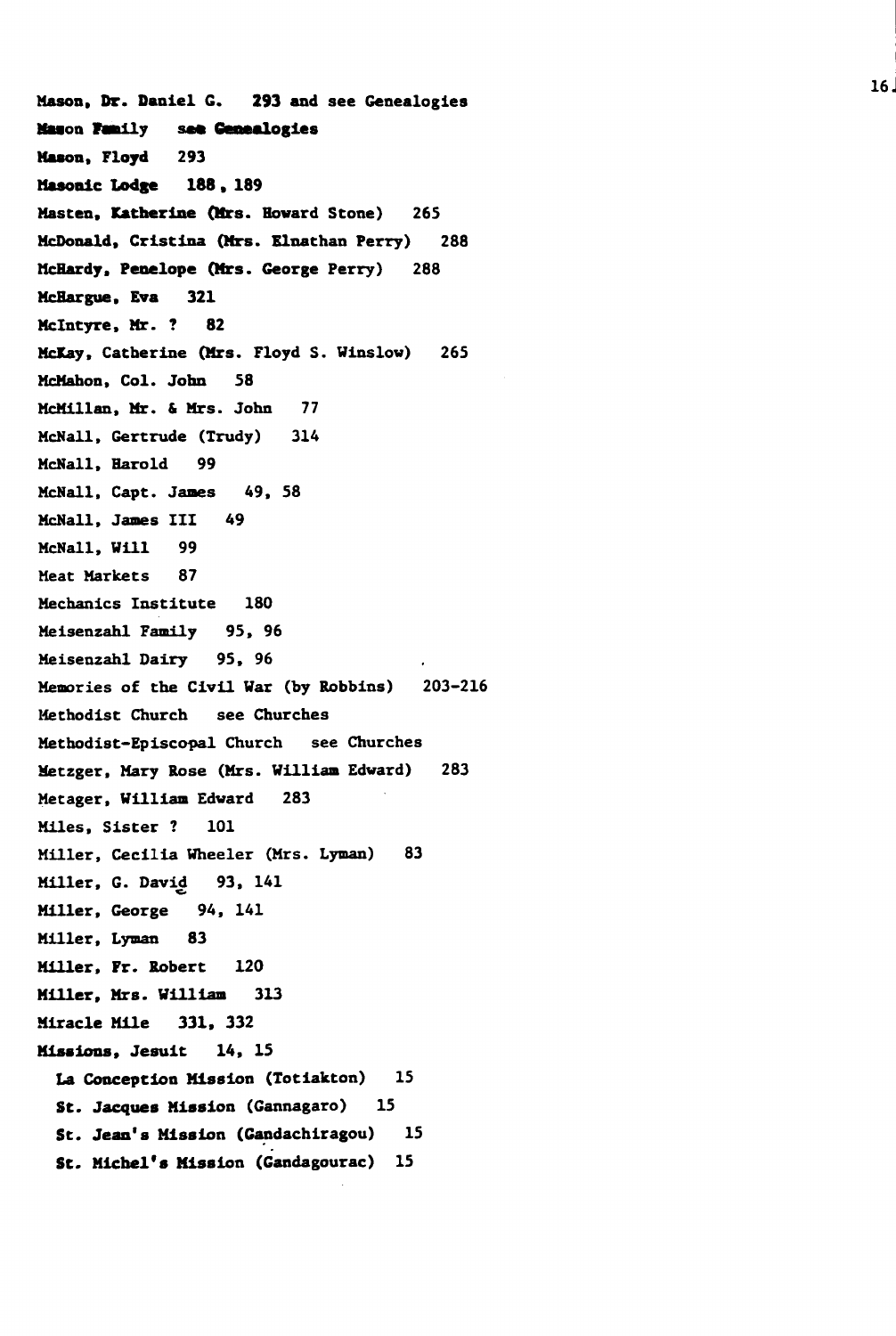Mason, Dr. Daniel G.   293 and see Genealogies
Mason Family   see Genealogies
Mason, Floyd   293
Masonic Lodge   188, 189
Masten, Katherine (Mrs. Howard Stone)   265
McDonald, Cristina (Mrs. Elnathan Perry)   288
McHardy, Penelope (Mrs. George Perry)   288
McHargue, Eva   321
McIntyre, Mr. ?   82
McKay, Catherine (Mrs. Floyd S. Winslow)   265
McMahon, Col. John   58
McMillan, Mr. & Mrs. John   77
McNall, Gertrude (Trudy)   314
McNall, Harold   99
McNall, Capt. James   49, 58
McNall, James III   49
McNall, Will   99
Meat Markets   87
Mechanics Institute   180
Meisenzahl Family   95, 96
Meisenzahl Dairy   95, 96
Memories of the Civil War (by Robbins)   203-216
Methodist Church   see Churches
Methodist-Episcopal Church   see Churches
Metzger, Mary Rose (Mrs. William Edward)   283
Metager, William Edward   283
Miles, Sister ?   101
Miller, Cecilia Wheeler (Mrs. Lyman)   83
Miller, G. David   93, 141
Miller, George   94, 141
Miller, Lyman   83
Miller, Fr. Robert   120
Miller, Mrs. William   313
Miracle Mile   331, 332
Missions, Jesuit   14, 15
  La Conception Mission (Totiakton)   15
  St. Jacques Mission (Gannagaro)   15
  St. Jean's Mission (Gandachiragou)   15
  St. Michel's Mission (Gandagourac)   15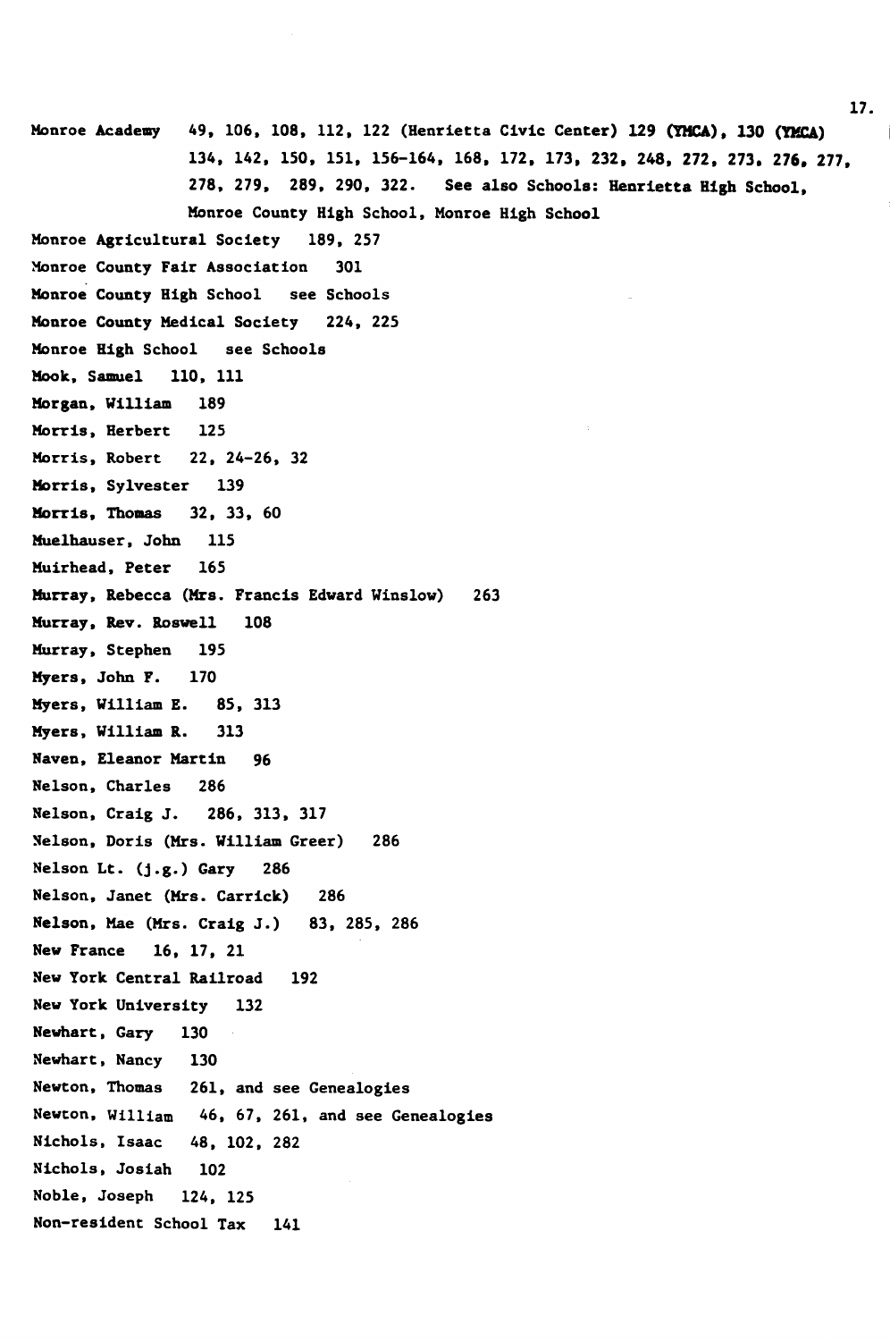Monroe Academy 49, 106, 108, 112, 122 (Henrietta Civic Center) 129 (YMCA), 130 (YMCA) 134, 142, 150, 151, 156-164, 168, 172, 173, 232, 248, 272, 273, 276, 277, 278, 279, 289, 290, 322. See also Schools: Henrietta High School, Monroe County High School, Monroe High School

Monroe Agricultural Society 189, 257

Monroe County Fair Association 301

Monroe County High School see Schools

Monroe County Medical Society 224, 225

Monroe High School see Schools

Mook, Samuel 110, 111

Morgan, William 189

Morris, Herbert 125

Morris, Robert 22, 24-26, 32

Morris, Sylvester 139

Morris, Thomas 32, 33, 60

Muelhauser, John 115

Muirhead, Peter 165

Murray, Rebecca (Mrs. Francis Edward Winslow) 263

Murray, Rev. Roswell 108

Murray, Stephen 195

Myers, John F. 170

Myers, William E. 85, 313

Myers, William R. 313

Naven, Eleanor Martin 96

Nelson, Charles 286

Nelson, Craig J. 286, 313, 317

Nelson, Doris (Mrs. William Greer) 286

Nelson Lt. (j.g.) Gary 286

Nelson, Janet (Mrs. Carrick) 286

Nelson, Mae (Mrs. Craig J.) 83, 285, 286

New France 16, 17, 21

New York Central Railroad 192

New York University 132

Newhart, Gary 130

Newhart, Nancy 130

Newton, Thomas 261, and see Genealogies

Newton, William 46, 67, 261, and see Genealogies

Nichols, Isaac 48, 102, 282

Nichols, Josiah 102

Noble, Joseph 124, 125

Non-resident School Tax 141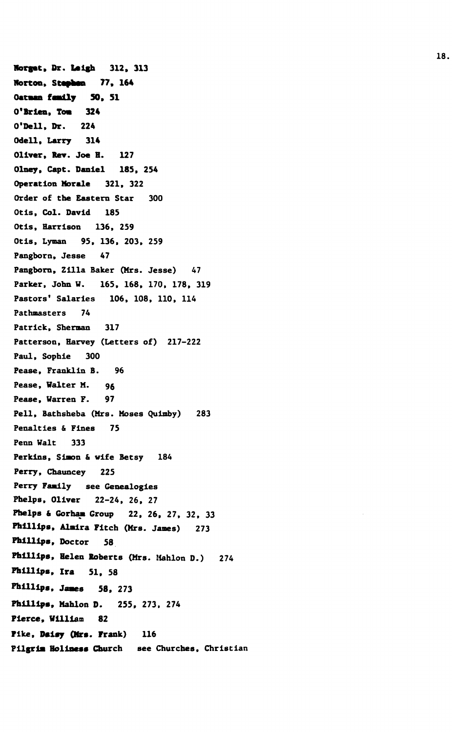Norgat, Dr. Leigh 312, 313

Norton, Stephen 77, 164

Oatman family 50, 51

O'Brien, Tom 324

O'Dell, Dr. 224

Odell, Larry 314

Oliver, Rev. Joe H. 127

Olney, Capt. Daniel 185, 254

Operation Morale 321, 322

Order of the Eastern Star 300

Otis, Col. David 185

Otis, Harrison 136, 259

Otis, Lyman 95, 136, 203, 259

Pangborn, Jesse 47

Pangborn, Zilla Baker (Mrs. Jesse) 47

Parker, John W. 165, 168, 170, 178, 319

Pastors' Salaries 106, 108, 110, 114

Pathmasters 74

Patrick, Sherman 317

Patterson, Harvey (Letters of) 217-222

Paul, Sophie 300

Pease, Franklin B. 96

Pease, Walter M. 96

Pease, Warren F. 97

Pell, Bathsheba (Mrs. Moses Quimby) 283

Penalties & Fines 75

Penn Walt 333

Perkins, Simon & wife Betsy 184

Perry, Chauncey 225

Perry Family see Genealogies

Phelps, Oliver 22-24, 26, 27

Phelps & Gorham Group 22, 26, 27, 32, 33

Phillips, Almira Fitch (Mrs. James) 273

Phillips, Doctor 58

Phillips, Helen Roberts (Mrs. Mahlon D.) 274

Phillips, Ira 51, 58

Phillips, James 58, 273

Phillips, Mahlon D. 255, 273, 274

Pierce, William 82

Pike, Daisy (Mrs. Frank) 116

Pilgrim Holiness Church see Churches, Christian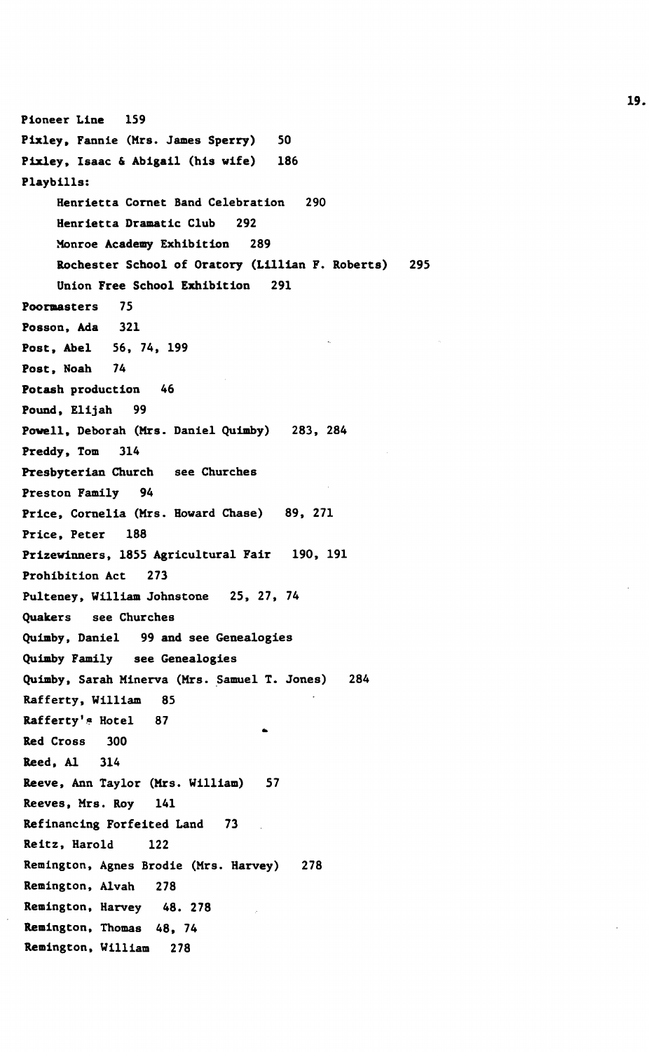Pioneer Line 159

Pixley, Fannie (Mrs. James Sperry) 50

Pixley, Isaac & Abigail (his wife) 186

Playbills:

- Henrietta Cornet Band Celebration 290
- Henrietta Dramatic Club 292
- Monroe Academy Exhibition 289
- Rochester School of Oratory (Lillian F. Roberts) 295
- Union Free School Exhibition 291

Poormasters 75

Posson, Ada 321

Post, Abel 56, 74, 199

Post, Noah 74

Potash production 46

Pound, Elijah 99

Powell, Deborah (Mrs. Daniel Quimby) 283, 284

Preddy, Tom 314

Presbyterian Church see Churches

Preston Family 94

Price, Cornelia (Mrs. Howard Chase) 89, 271

Price, Peter 188

Prizewinners, 1855 Agricultural Fair 190, 191

Prohibition Act 273

Pulteney, William Johnstone 25, 27, 74

Quakers see Churches

Quimby, Daniel 99 and see Genealogies

Quimby Family see Genealogies

Quimby, Sarah Minerva (Mrs. Samuel T. Jones) 284

Rafferty, William 85

Rafferty's Hotel 87

Red Cross 300

Reed, Al 314

Reeve, Ann Taylor (Mrs. William) 57

Reeves, Mrs. Roy 141

Refinancing Forfeited Land 73

Reitz, Harold 122

Remington, Agnes Brodie (Mrs. Harvey) 278

Remington, Alvah 278

Remington, Harvey 48. 278

Remington, Thomas 48, 74

Remington, William 278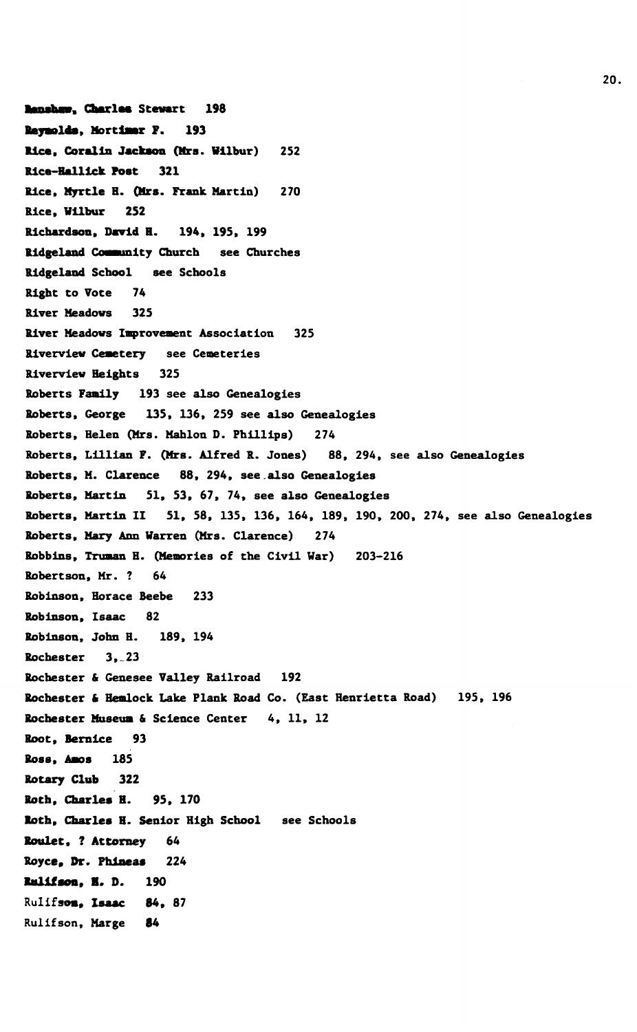Renshaw, Charles Stewart 198

Reynolds, Mortimer F. 193

Rice, Coralin Jackson (Mrs. Wilbur) 252

Rice-Hallick Post 321

Rice, Myrtle H. (Mrs. Frank Martin) 270

Rice, Wilbur 252

Richardson, David H. 194, 195, 199

Ridgeland Community Church see Churches

Ridgeland School see Schools

Right to Vote 74

River Meadows 325

River Meadows Improvement Association 325

Riverview Cemetery see Cemeteries

Riverview Heights 325

Roberts Family 193 see also Genealogies

Roberts, George 135, 136, 259 see also Genealogies

Roberts, Helen (Mrs. Mahlon D. Phillips) 274

Roberts, Lillian F. (Mrs. Alfred R. Jones) 88, 294, see also Genealogies

Roberts, M. Clarence 88, 294, see also Genealogies

Roberts, Martin 51, 53, 67, 74, see also Genealogies

Roberts, Martin II 51, 58, 135, 136, 164, 189, 190, 200, 274, see also Genealogies

Roberts, Mary Ann Warren (Mrs. Clarence) 274

Robbins, Truman H. (Memories of the Civil War) 203-216

Robertson, Mr. ? 64

Robinson, Horace Beebe 233

Robinson, Isaac 82

Robinson, John H. 189, 194

Rochester 3, 23

Rochester & Genesee Valley Railroad 192

Rochester & Hemlock Lake Plank Road Co. (East Henrietta Road) 195, 196

Rochester Museum & Science Center 4, 11, 12

Root, Bernice 93

Ross, Amos 185

Rotary Club 322

Roth, Charles H. 95, 170

Roth, Charles H. Senior High School see Schools

Roulet, ? Attorney 64

Royce, Dr. Phineas 224

Rulifson, H. D. 190

Rulifson, Isaac 84, 87

Rulifson, Marge 84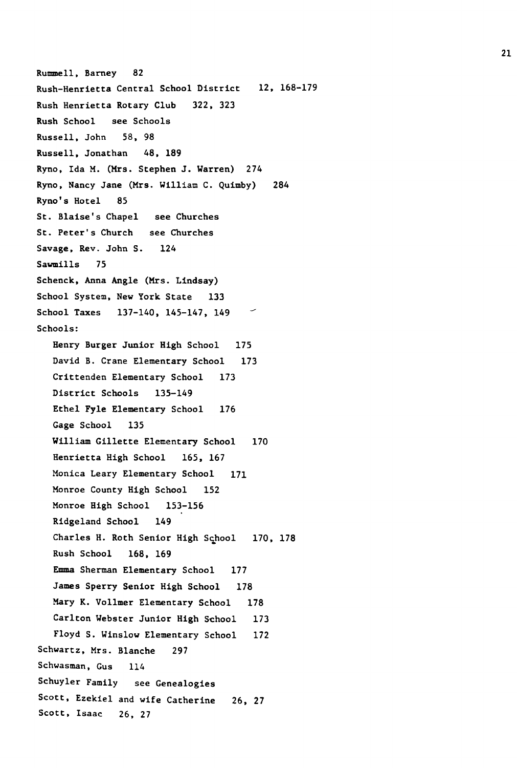Rummell, Barney 82

Rush-Henrietta Central School District 12, 168-179

Rush Henrietta Rotary Club 322, 323

Rush School see Schools

Russell, John 58, 98

Russell, Jonathan 48, 189

Ryno, Ida M. (Mrs. Stephen J. Warren) 274

Ryno, Nancy Jane (Mrs. William C. Quimby) 284

Ryno's Hotel 85

St. Blaise's Chapel see Churches

St. Peter's Church see Churches

Savage, Rev. John S. 124

Sawmills 75

Schenck, Anna Angle (Mrs. Lindsay)

School System, New York State 133

School Taxes 137-140, 145-147, 149

Schools:

- Henry Burger Junior High School 175
- David B. Crane Elementary School 173
- Crittenden Elementary School 173
- District Schools 135-149
- Ethel Fyle Elementary School 176
- Gage School 135
- William Gillette Elementary School 170
- Henrietta High School 165, 167
- Monica Leary Elementary School 171
- Monroe County High School 152
- Monroe High School 153-156
- Ridgeland School 149
- Charles H. Roth Senior High School 170, 178
- Rush School 168, 169
- Emma Sherman Elementary School 177
- James Sperry Senior High School 178
- Mary K. Vollmer Elementary School 178
- Carlton Webster Junior High School 173
- Floyd S. Winslow Elementary School 172

Schwartz, Mrs. Blanche 297

Schwasman, Gus 114

Schuyler Family see Genealogies

Scott, Ezekiel and wife Catherine 26, 27

Scott, Isaac 26, 27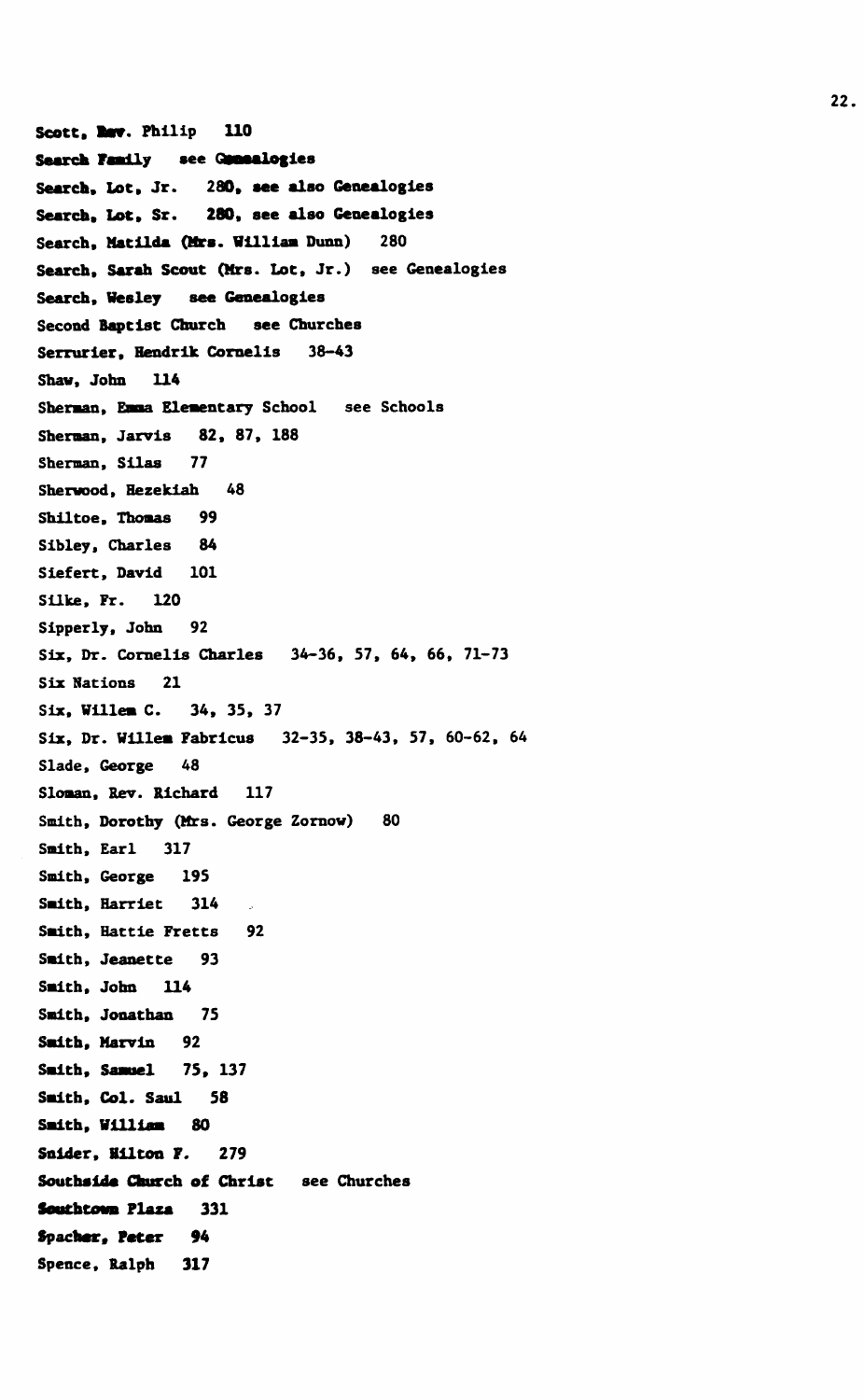Scott, Rev. Philip 110

Search Family see Genealogies

Search, Lot, Jr. 280, see also Genealogies

Search, Lot, Sr. 280, see also Genealogies

Search, Matilda (Mrs. William Dunn) 280

Search, Sarah Scout (Mrs. Lot, Jr.) see Genealogies

Search, Wesley see Genealogies

Second Baptist Church see Churches

Serrurier, Hendrik Cornelis 38-43

Shaw, John 114

Sherman, Emma Elementary School see Schools

Sherman, Jarvis 82, 87, 188

Sherman, Silas 77

Sherwood, Hezekiah 48

Shiltoe, Thomas 99

Sibley, Charles 84

Siefert, David 101

Silke, Fr. 120

Sipperly, John 92

Six, Dr. Cornelis Charles 34-36, 57, 64, 66, 71-73

Six Nations 21

Six, Willem C. 34, 35, 37

Six, Dr. Willem Fabricus 32-35, 38-43, 57, 60-62, 64

Slade, George 48

Sloman, Rev. Richard 117

Smith, Dorothy (Mrs. George Zornow) 80

Smith, Earl 317

Smith, George 195

Smith, Harriet 314

Smith, Hattie Fretts 92

Smith, Jeanette 93

Smith, John 114

Smith, Jonathan 75

Smith, Marvin 92

Smith, Samuel 75, 137

Smith, Col. Saul 58

Smith, William 80

Snider, Milton F. 279

Southside Church of Christ see Churches

Southtown Plaza 331

Spacher, Peter 94

Spence, Ralph 317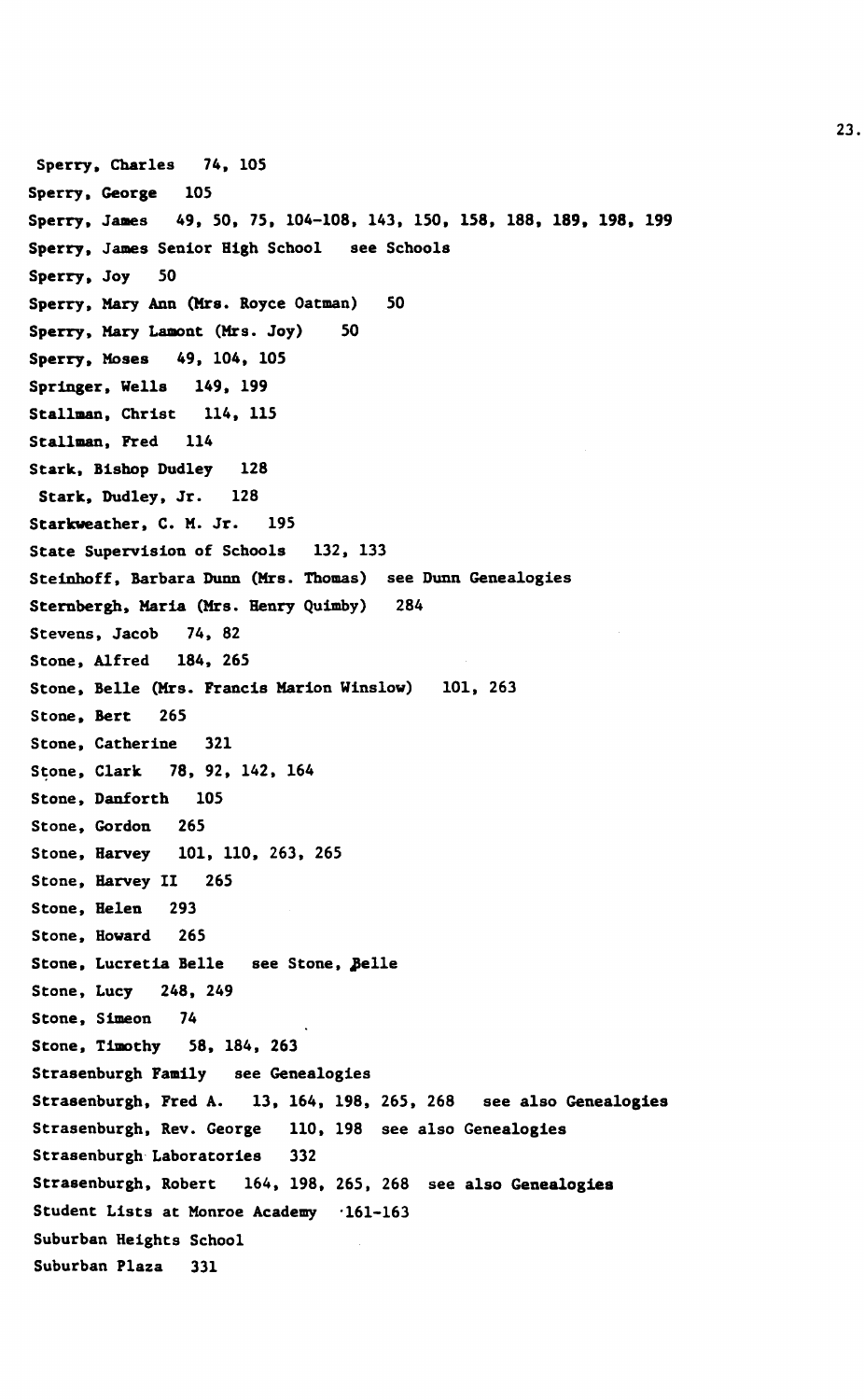Sperry, Charles 74, 105
Sperry, George 105
Sperry, James 49, 50, 75, 104-108, 143, 150, 158, 188, 189, 198, 199
Sperry, James Senior High School see Schools
Sperry, Joy 50
Sperry, Mary Ann (Mrs. Royce Oatman) 50
Sperry, Mary Lamont (Mrs. Joy) 50
Sperry, Moses 49, 104, 105
Springer, Wells 149, 199
Stallman, Christ 114, 115
Stallman, Fred 114
Stark, Bishop Dudley 128
Stark, Dudley, Jr. 128
Starkweather, C. M. Jr. 195
State Supervision of Schools 132, 133
Steinhoff, Barbara Dunn (Mrs. Thomas) see Dunn Genealogies
Sternbergh, Maria (Mrs. Henry Quimby) 284
Stevens, Jacob 74, 82
Stone, Alfred 184, 265
Stone, Belle (Mrs. Francis Marion Winslow) 101, 263
Stone, Bert 265
Stone, Catherine 321
Stone, Clark 78, 92, 142, 164
Stone, Danforth 105
Stone, Gordon 265
Stone, Harvey 101, 110, 263, 265
Stone, Harvey II 265
Stone, Helen 293
Stone, Howard 265
Stone, Lucretia Belle see Stone, Belle
Stone, Lucy 248, 249
Stone, Simeon 74
Stone, Timothy 58, 184, 263
Strasenburgh Family see Genealogies
Strasenburgh, Fred A. 13, 164, 198, 265, 268 see also Genealogies
Strasenburgh, Rev. George 110, 198 see also Genealogies
Strasenburgh Laboratories 332
Strasenburgh, Robert 164, 198, 265, 268 see also Genealogies
Student Lists at Monroe Academy 161-163
Suburban Heights School
Suburban Plaza 331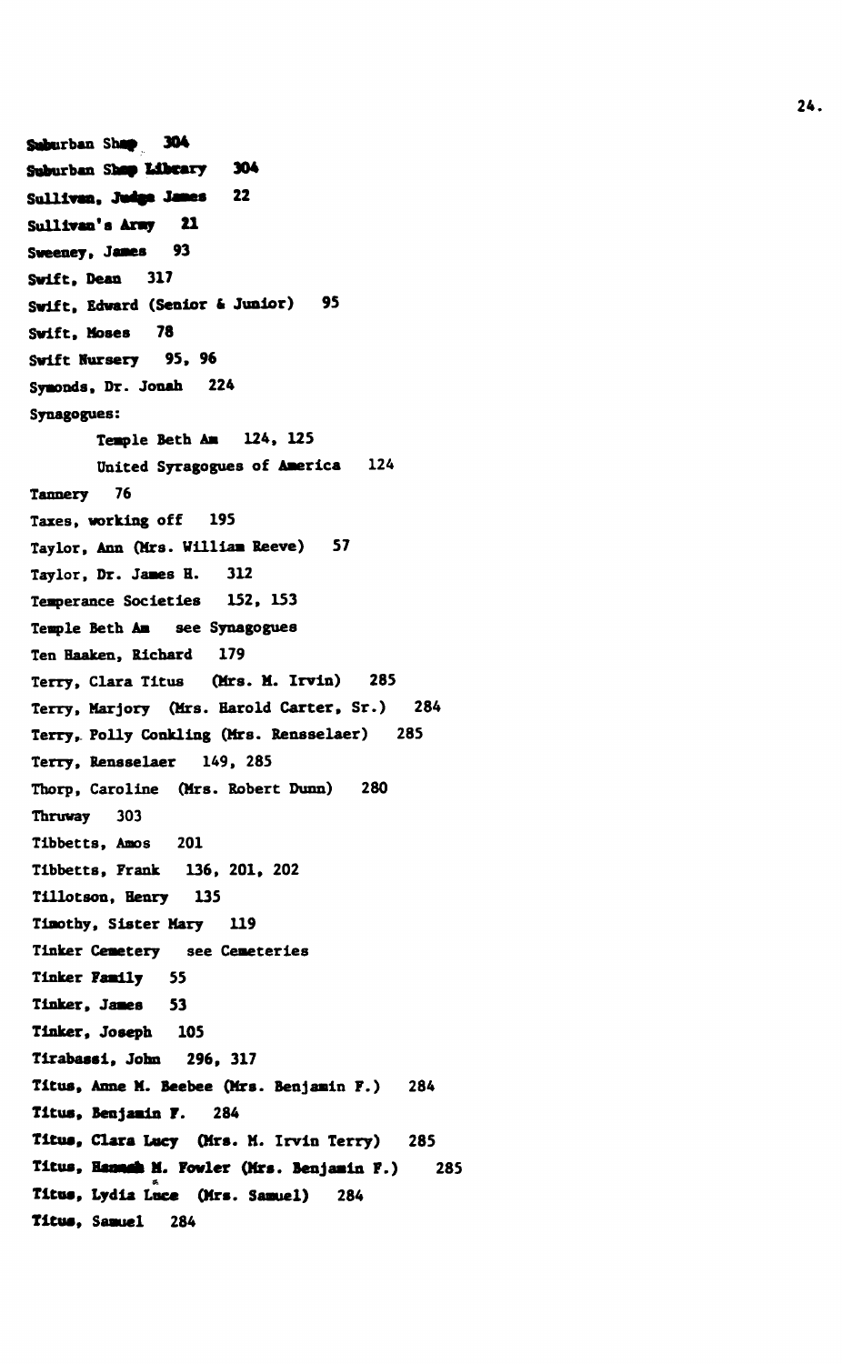Suburban Shop 304

Suburban Shop Library 304

Sullivan, Judge James 22

Sullivan's Army 21

Sweeney, James 93

Swift, Dean 317

Swift, Edward (Senior & Junior) 95

Swift, Moses 78

Swift Nursery 95, 96

Symonds, Dr. Jonah 224

Synagogues:

- Temple Beth Am 124, 125
- United Syragogues of America 124

Tannery 76

Taxes, working off 195

Taylor, Ann (Mrs. William Reeve) 57

Taylor, Dr. James H. 312

Temperance Societies 152, 153

Temple Beth Am see Synagogues

Ten Haaken, Richard 179

Terry, Clara Titus (Mrs. M. Irvin) 285

Terry, Marjory (Mrs. Harold Carter, Sr.) 284

Terry, Polly Conkling (Mrs. Rensselaer) 285

Terry, Rensselaer 149, 285

Thorp, Caroline (Mrs. Robert Dunn) 280

Thruway 303

Tibbetts, Amos 201

Tibbetts, Frank 136, 201, 202

Tillotson, Henry 135

Timothy, Sister Mary 119

Tinker Cemetery see Cemeteries

Tinker Family 55

Tinker, James 53

Tinker, Joseph 105

Tirabassi, John 296, 317

Titus, Anne M. Beebee (Mrs. Benjamin F.) 284

Titus, Benjamin F. 284

Titus, Clara Lucy (Mrs. M. Irvin Terry) 285

Titus, Hannah M. Fowler (Mrs. Benjamin F.) 285

Titus, Lydia Luce (Mrs. Samuel) 284

Titus, Samuel 284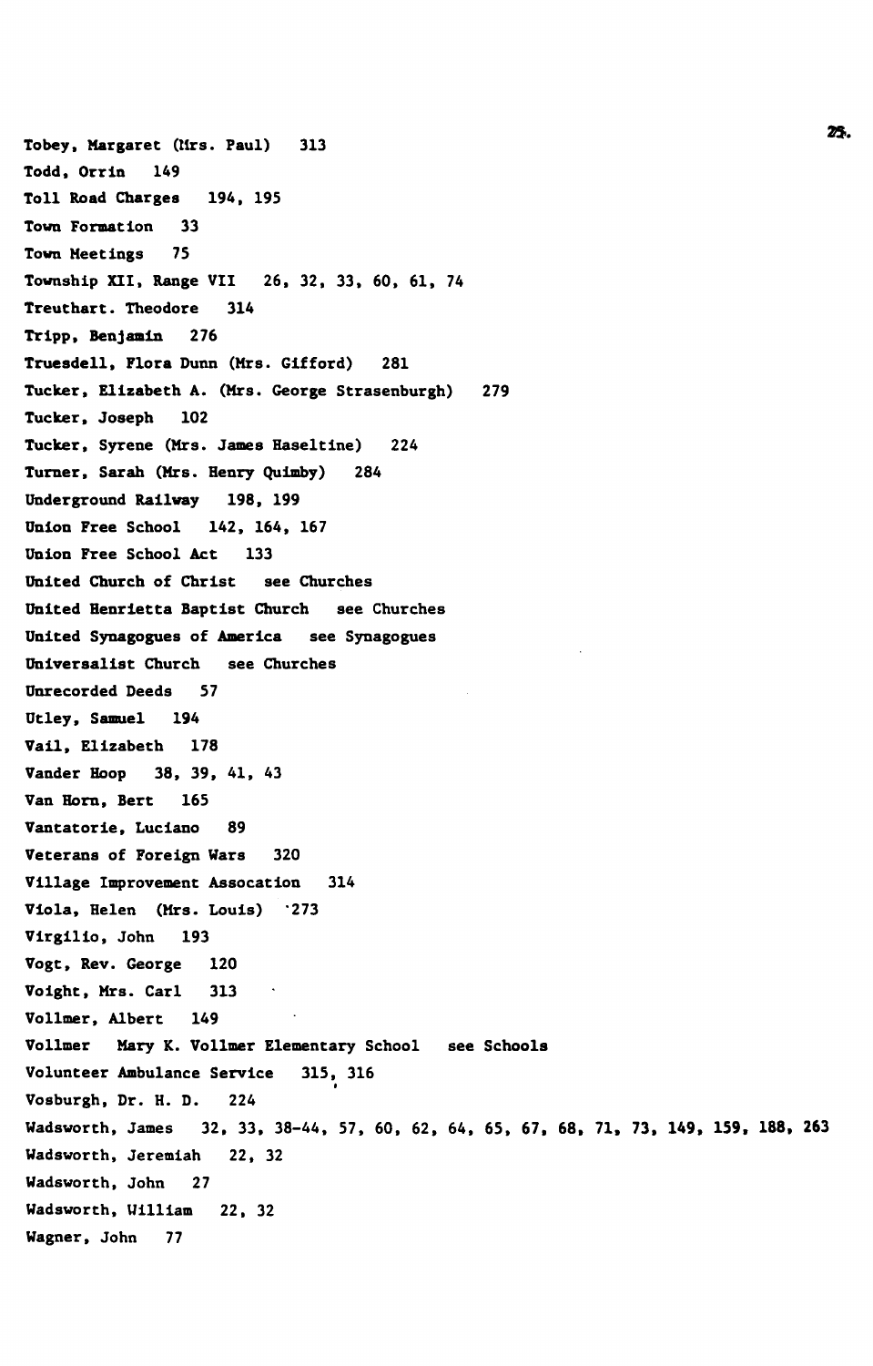Tobey, Margaret (Mrs. Paul) 313

Todd, Orrin 149

Toll Road Charges 194, 195

Town Formation 33

Town Meetings 75

Township XII, Range VII 26, 32, 33, 60, 61, 74

Treuthart. Theodore 314

Tripp, Benjamin 276

Truesdell, Flora Dunn (Mrs. Gifford) 281

Tucker, Elizabeth A. (Mrs. George Strasenburgh) 279

Tucker, Joseph 102

Tucker, Syrene (Mrs. James Haseltine) 224

Turner, Sarah (Mrs. Henry Quimby) 284

Underground Railway 198, 199

Union Free School 142, 164, 167

Union Free School Act 133

United Church of Christ see Churches

United Henrietta Baptist Church see Churches

United Synagogues of America see Synagogues

Universalist Church see Churches

Unrecorded Deeds 57

Utley, Samuel 194

Vail, Elizabeth 178

Vander Hoop 38, 39, 41, 43

Van Horn, Bert 165

Vantatorie, Luciano 89

Veterans of Foreign Wars 320

Village Improvement Assocation 314

Viola, Helen (Mrs. Louis) 273

Virgilio, John 193

Vogt, Rev. George 120

Voight, Mrs. Carl 313

Vollmer, Albert 149

Vollmer Mary K. Vollmer Elementary School see Schools

Volunteer Ambulance Service 315, 316

Vosburgh, Dr. H. D. 224

Wadsworth, James 32, 33, 38-44, 57, 60, 62, 64, 65, 67, 68, 71, 73, 149, 159, 188, 263

Wadsworth, Jeremiah 22, 32

Wadsworth, John 27

Wadsworth, William 22, 32

Wagner, John 77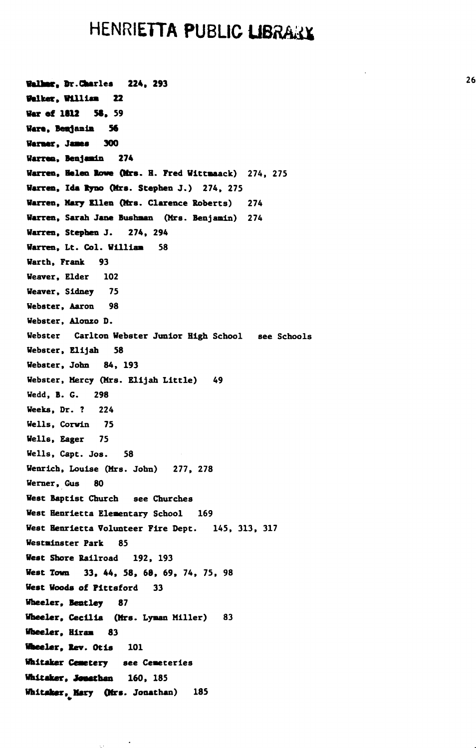Walker, Dr. Charles 224, 293
Walker, William 22
War of 1812 58, 59
Ware, Benjamin 56
Warner, James 300
Warren, Benjamin 274
Warren, Helen Rowe (Mrs. H. Fred Wittmaack) 274, 275
Warren, Ida Ryno (Mrs. Stephen J.) 274, 275
Warren, Mary Ellen (Mrs. Clarence Roberts) 274
Warren, Sarah Jane Bushman (Mrs. Benjamin) 274
Warren, Stephen J. 274, 294
Warren, Lt. Col. William 58
Warth, Frank 93
Weaver, Elder 102
Weaver, Sidney 75
Webster, Aaron 98
Webster, Alonzo D.
Webster Carlton Webster Junior High School see Schools
Webster, Elijah 58
Webster, John 84, 193
Webster, Mercy (Mrs. Elijah Little) 49
Wedd, B. G. 298
Weeks, Dr. ? 224
Wells, Corwin 75
Wells, Eager 75
Wells, Capt. Jos. 58
Wenrich, Louise (Mrs. John) 277, 278
Werner, Gus 80
West Baptist Church see Churches
West Henrietta Elementary School 169
West Henrietta Volunteer Fire Dept. 145, 313, 317
Westminster Park 85
West Shore Railroad 192, 193
West Town 33, 44, 58, 68, 69, 74, 75, 98
West Woods of Pittsford 33
Wheeler, Bentley 87
Wheeler, Cecilia (Mrs. Lyman Miller) 83
Wheeler, Hiram 83
Wheeler, Rev. Otis 101
Whitaker Cemetery see Cemeteries
Whitaker, Jonathan 160, 185
Whitaker, Mary (Mrs. Jonathan) 185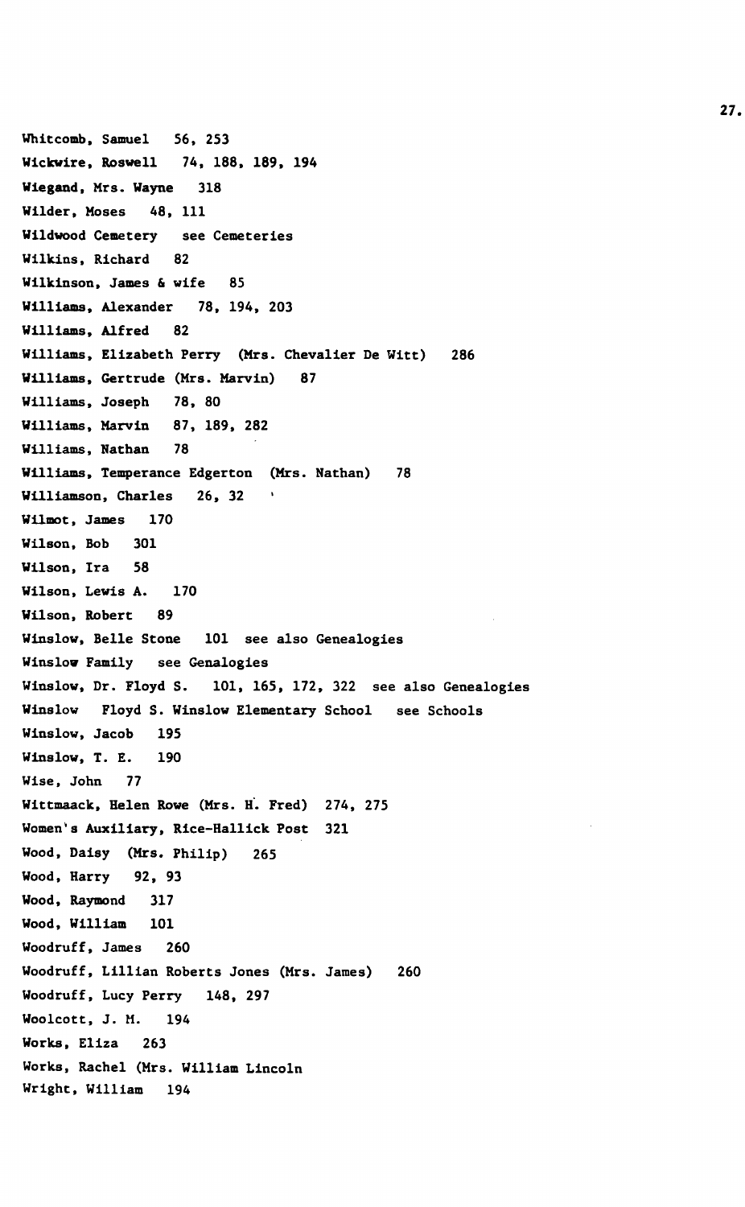Whitcomb, Samuel 56, 253

Wickwire, Roswell 74, 188, 189, 194

Wiegand, Mrs. Wayne 318

Wilder, Moses 48, 111

Wildwood Cemetery see Cemeteries

Wilkins, Richard 82

Wilkinson, James & wife 85

Williams, Alexander 78, 194, 203

Williams, Alfred 82

Williams, Elizabeth Perry (Mrs. Chevalier De Witt) 286

Williams, Gertrude (Mrs. Marvin) 87

Williams, Joseph 78, 80

Williams, Marvin 87, 189, 282

Williams, Nathan 78

Williams, Temperance Edgerton (Mrs. Nathan) 78

Williamson, Charles 26, 32

Wilmot, James 170

Wilson, Bob 301

Wilson, Ira 58

Wilson, Lewis A. 170

Wilson, Robert 89

Winslow, Belle Stone 101 see also Genealogies

Winslow Family see Genalogies

Winslow, Dr. Floyd S. 101, 165, 172, 322 see also Genealogies

Winslow Floyd S. Winslow Elementary School see Schools

Winslow, Jacob 195

Winslow, T. E. 190

Wise, John 77

Wittmaack, Helen Rowe (Mrs. H. Fred) 274, 275

Women's Auxiliary, Rice-Hallick Post 321

Wood, Daisy (Mrs. Philip) 265

Wood, Harry 92, 93

Wood, Raymond 317

Wood, William 101

Woodruff, James 260

Woodruff, Lillian Roberts Jones (Mrs. James) 260

Woodruff, Lucy Perry 148, 297

Woolcott, J. M. 194

Works, Eliza 263

Works, Rachel (Mrs. William Lincoln

Wright, William 194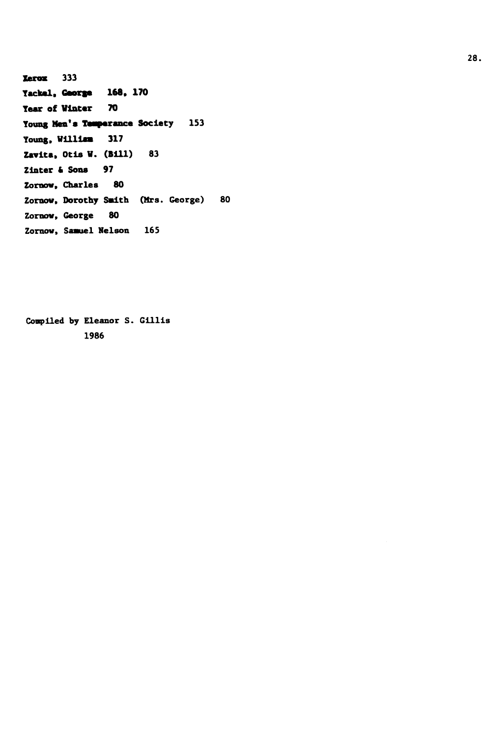Xerox 333

Yackel, George 168, 170

Year of Winter 70

Young Men's Temperance Society 153

Young, William 317

Zavita, Otis W. (Bill) 83

Zinter & Sons 97

Zornow, Charles 80

Zornow, Dorothy Smith (Mrs. George) 80

Zornow, George 80

Zornow, Samuel Nelson 165

Compiled by Eleanor S. Gillis
1986